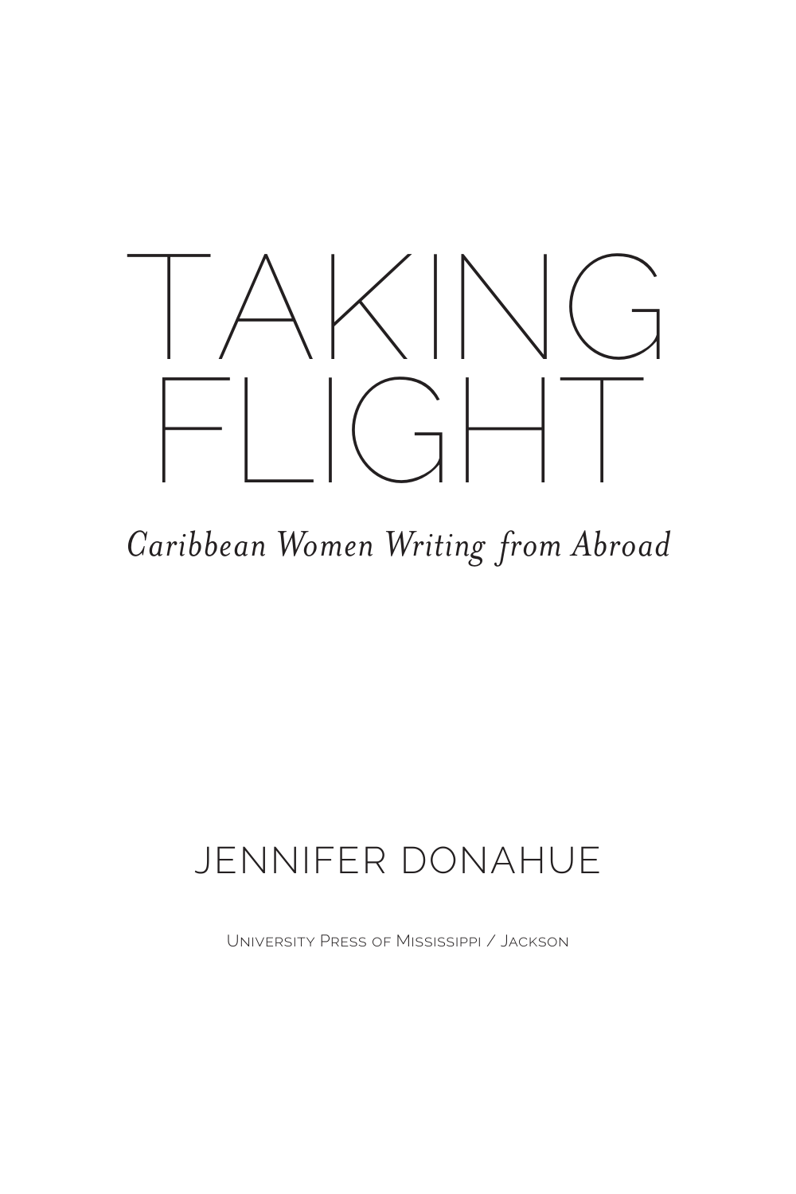# TAKING FLIGHT

*Caribbean Women Writing from Abroad*

JENNIFER DONAHUE

University Press of Mississippi / Jackson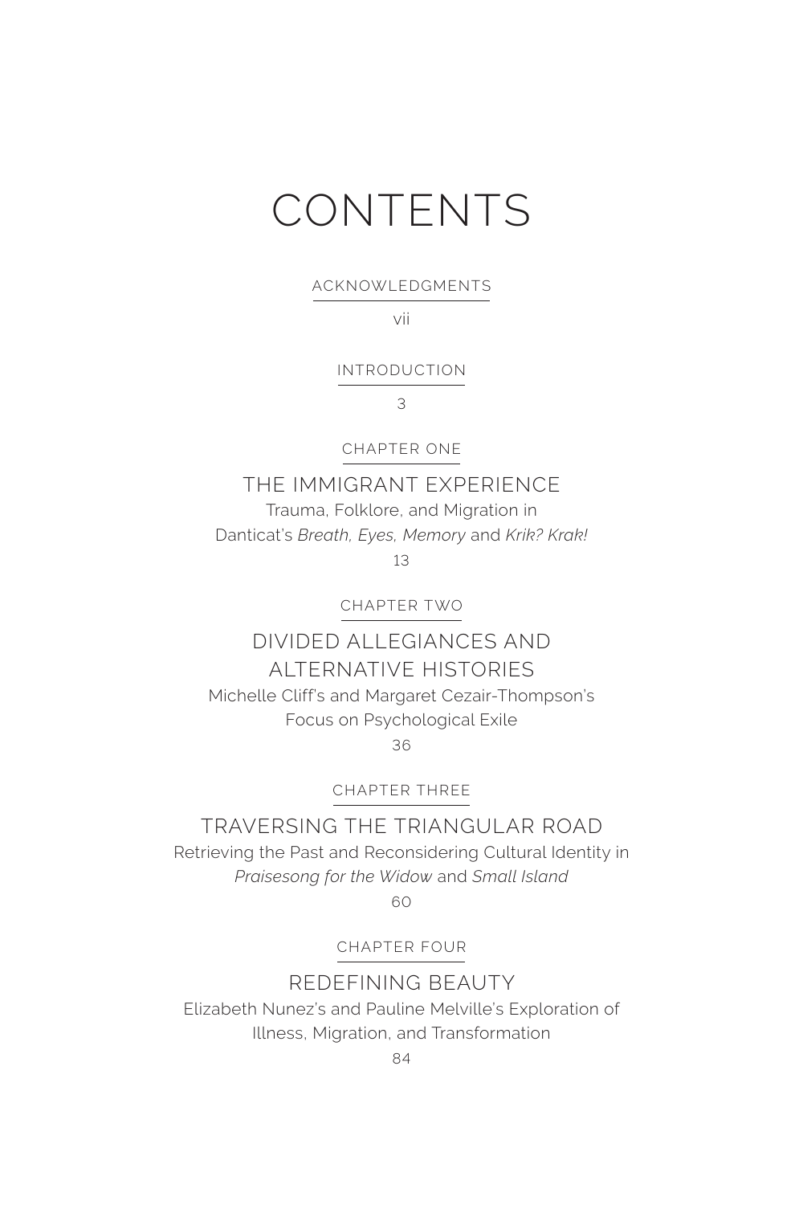# CONTENTS

ACKNOWLEDGMENTS

vii

INTRODUCTION

3

CHAPTER ONE

## THE IMMIGRANT EXPERIENCE

Trauma, Folklore, and Migration in Danticat's *Breath, Eyes, Memory* and *Krik? Krak!*

13

CHAPTER TWO

## DIVIDED ALLEGIANCES AND ALTERNATIVE HISTORIES

Michelle Cliff's and Margaret Cezair-Thompson's Focus on Psychological Exile

36

CHAPTER THREE

## TRAVERSING THE TRIANGULAR ROAD

Retrieving the Past and Reconsidering Cultural Identity in *Praisesong for the Widow* and *Small Island*

60

CHAPTER FOUR

## REDEFINING BEAUTY

Elizabeth Nunez's and Pauline Melville's Exploration of Illness, Migration, and Transformation

84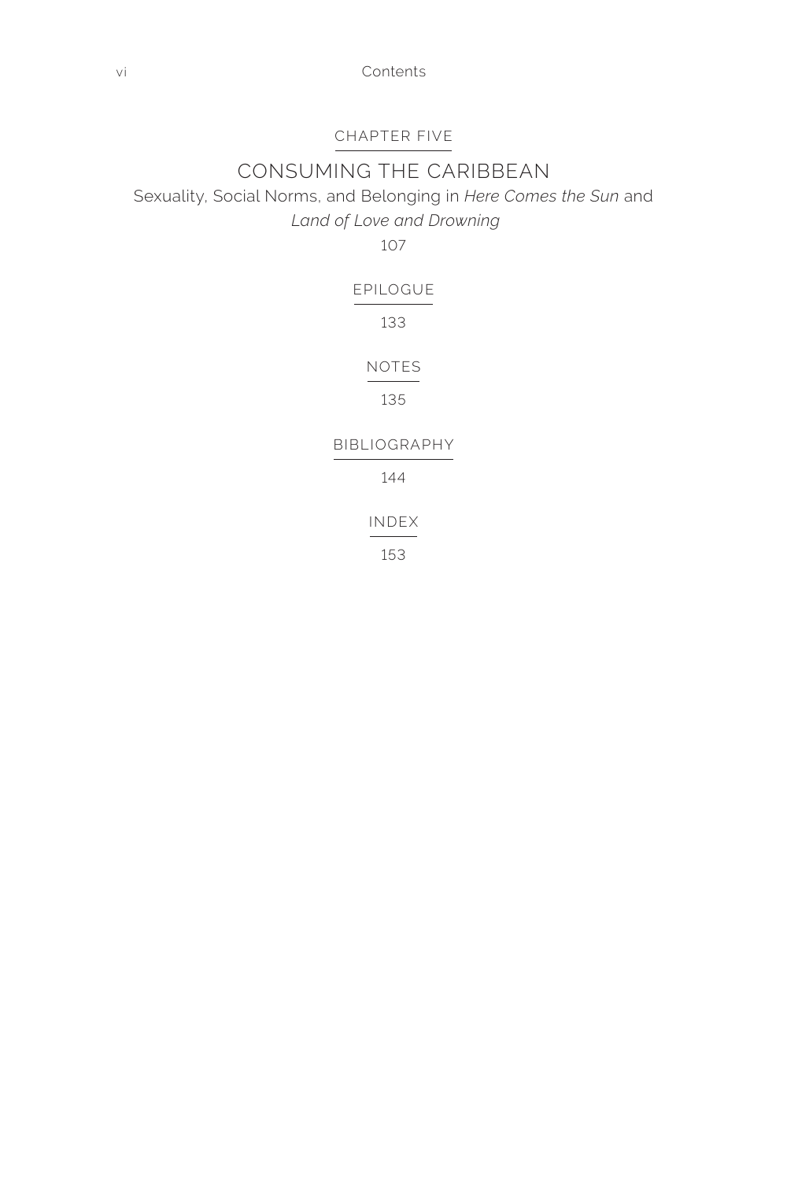CHAPTER FIVE

## CONSUMING THE CARIBBEAN

Sexuality, Social Norms, and Belonging in *Here Comes the Sun* and *Land of Love and Drowning*

107

EPILOGUE

133

NOTES

135

BIBLIOGRAPHY

144

INDEX

153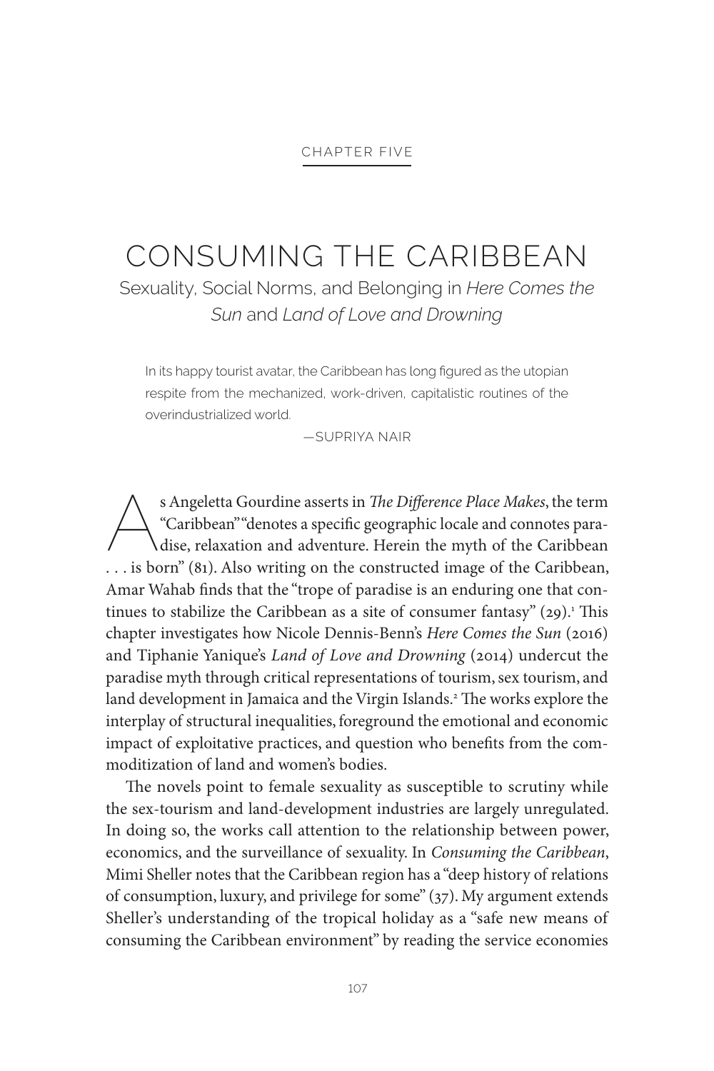CHAPTER FIVE

# CONSUMING THE CARIBBEAN

## Sexuality, Social Norms, and Belonging in *Here Comes the Sun* and *Land of Love and Drowning*

> In its happy tourist avatar, the Caribbean has long figured as the utopian respite from the mechanized, work-driven, capitalistic routines of the overindustrialized world.
>
> —SUPRIYA NAIR

As Angeletta Gourdine asserts in *The Difference Place Makes*, the term "Caribbean" "denotes a specific geographic locale and connotes paradise, relaxation and adventure. Herein the myth of the Caribbean . . . is born" (81). Also writing on the constructed image of the Caribbean, Amar Wahab finds that the "trope of paradise is an enduring one that continues to stabilize the Caribbean as a site of consumer fantasy" (29).[1] This chapter investigates how Nicole Dennis-Benn's *Here Comes the Sun* (2016) and Tiphanie Yanique's *Land of Love and Drowning* (2014) undercut the paradise myth through critical representations of tourism, sex tourism, and land development in Jamaica and the Virgin Islands.[2] The works explore the interplay of structural inequalities, foreground the emotional and economic impact of exploitative practices, and question who benefits from the commoditization of land and women's bodies.

The novels point to female sexuality as susceptible to scrutiny while the sex-tourism and land-development industries are largely unregulated. In doing so, the works call attention to the relationship between power, economics, and the surveillance of sexuality. In *Consuming the Caribbean*, Mimi Sheller notes that the Caribbean region has a "deep history of relations of consumption, luxury, and privilege for some" (37). My argument extends Sheller's understanding of the tropical holiday as a "safe new means of consuming the Caribbean environment" by reading the service economies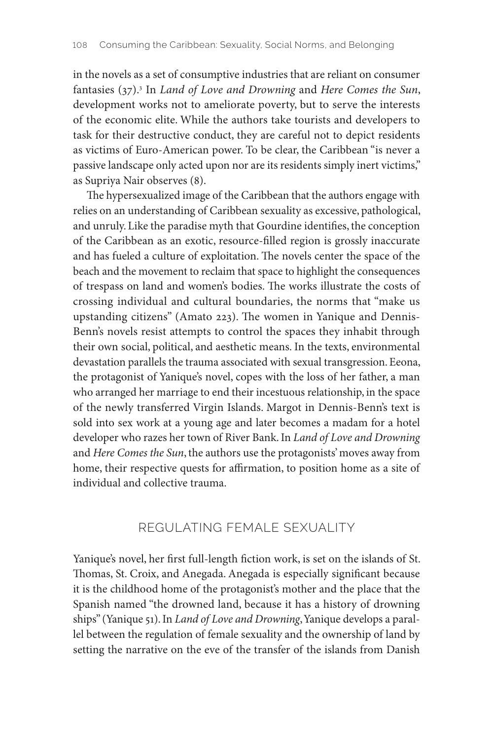in the novels as a set of consumptive industries that are reliant on consumer fantasies (37).[3] In *Land of Love and Drowning* and *Here Comes the Sun*, development works not to ameliorate poverty, but to serve the interests of the economic elite. While the authors take tourists and developers to task for their destructive conduct, they are careful not to depict residents as victims of Euro-American power. To be clear, the Caribbean "is never a passive landscape only acted upon nor are its residents simply inert victims," as Supriya Nair observes (8).

The hypersexualized image of the Caribbean that the authors engage with relies on an understanding of Caribbean sexuality as excessive, pathological, and unruly. Like the paradise myth that Gourdine identifies, the conception of the Caribbean as an exotic, resource-filled region is grossly inaccurate and has fueled a culture of exploitation. The novels center the space of the beach and the movement to reclaim that space to highlight the consequences of trespass on land and women's bodies. The works illustrate the costs of crossing individual and cultural boundaries, the norms that "make us upstanding citizens" (Amato 223). The women in Yanique and Dennis-Benn's novels resist attempts to control the spaces they inhabit through their own social, political, and aesthetic means. In the texts, environmental devastation parallels the trauma associated with sexual transgression. Eeona, the protagonist of Yanique's novel, copes with the loss of her father, a man who arranged her marriage to end their incestuous relationship, in the space of the newly transferred Virgin Islands. Margot in Dennis-Benn's text is sold into sex work at a young age and later becomes a madam for a hotel developer who razes her town of River Bank. In *Land of Love and Drowning* and *Here Comes the Sun*, the authors use the protagonists' moves away from home, their respective quests for affirmation, to position home as a site of individual and collective trauma.

## REGULATING FEMALE SEXUALITY

Yanique's novel, her first full-length fiction work, is set on the islands of St. Thomas, St. Croix, and Anegada. Anegada is especially significant because it is the childhood home of the protagonist's mother and the place that the Spanish named "the drowned land, because it has a history of drowning ships" (Yanique 51). In *Land of Love and Drowning*, Yanique develops a parallel between the regulation of female sexuality and the ownership of land by setting the narrative on the eve of the transfer of the islands from Danish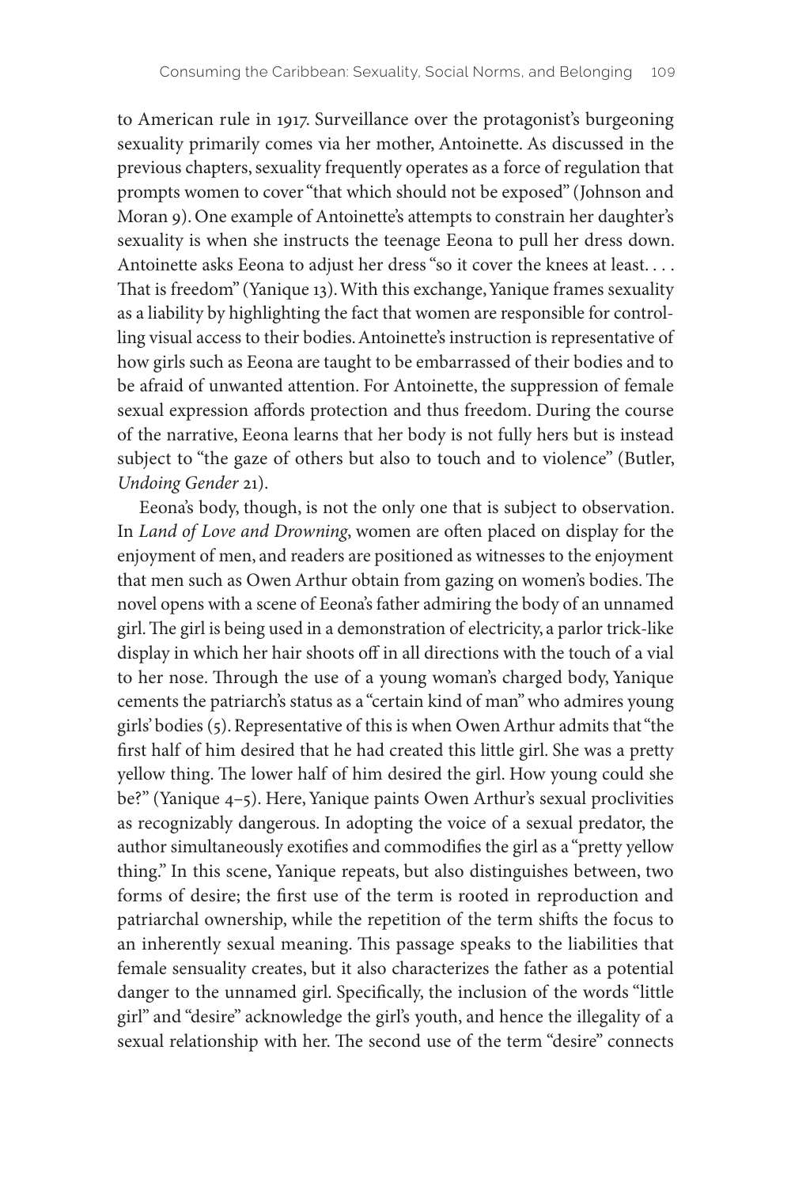to American rule in 1917. Surveillance over the protagonist's burgeoning sexuality primarily comes via her mother, Antoinette. As discussed in the previous chapters, sexuality frequently operates as a force of regulation that prompts women to cover "that which should not be exposed" (Johnson and Moran 9). One example of Antoinette's attempts to constrain her daughter's sexuality is when she instructs the teenage Eeona to pull her dress down. Antoinette asks Eeona to adjust her dress "so it cover the knees at least. . . . That is freedom" (Yanique 13). With this exchange, Yanique frames sexuality as a liability by highlighting the fact that women are responsible for controlling visual access to their bodies. Antoinette's instruction is representative of how girls such as Eeona are taught to be embarrassed of their bodies and to be afraid of unwanted attention. For Antoinette, the suppression of female sexual expression affords protection and thus freedom. During the course of the narrative, Eeona learns that her body is not fully hers but is instead subject to "the gaze of others but also to touch and to violence" (Butler, *Undoing Gender* 21).

Eeona's body, though, is not the only one that is subject to observation. In *Land of Love and Drowning*, women are often placed on display for the enjoyment of men, and readers are positioned as witnesses to the enjoyment that men such as Owen Arthur obtain from gazing on women's bodies. The novel opens with a scene of Eeona's father admiring the body of an unnamed girl. The girl is being used in a demonstration of electricity, a parlor trick-like display in which her hair shoots off in all directions with the touch of a vial to her nose. Through the use of a young woman's charged body, Yanique cements the patriarch's status as a "certain kind of man" who admires young girls' bodies (5). Representative of this is when Owen Arthur admits that "the first half of him desired that he had created this little girl. She was a pretty yellow thing. The lower half of him desired the girl. How young could she be?" (Yanique 4–5). Here, Yanique paints Owen Arthur's sexual proclivities as recognizably dangerous. In adopting the voice of a sexual predator, the author simultaneously exotifies and commodifies the girl as a "pretty yellow thing." In this scene, Yanique repeats, but also distinguishes between, two forms of desire; the first use of the term is rooted in reproduction and patriarchal ownership, while the repetition of the term shifts the focus to an inherently sexual meaning. This passage speaks to the liabilities that female sensuality creates, but it also characterizes the father as a potential danger to the unnamed girl. Specifically, the inclusion of the words "little girl" and "desire" acknowledge the girl's youth, and hence the illegality of a sexual relationship with her. The second use of the term "desire" connects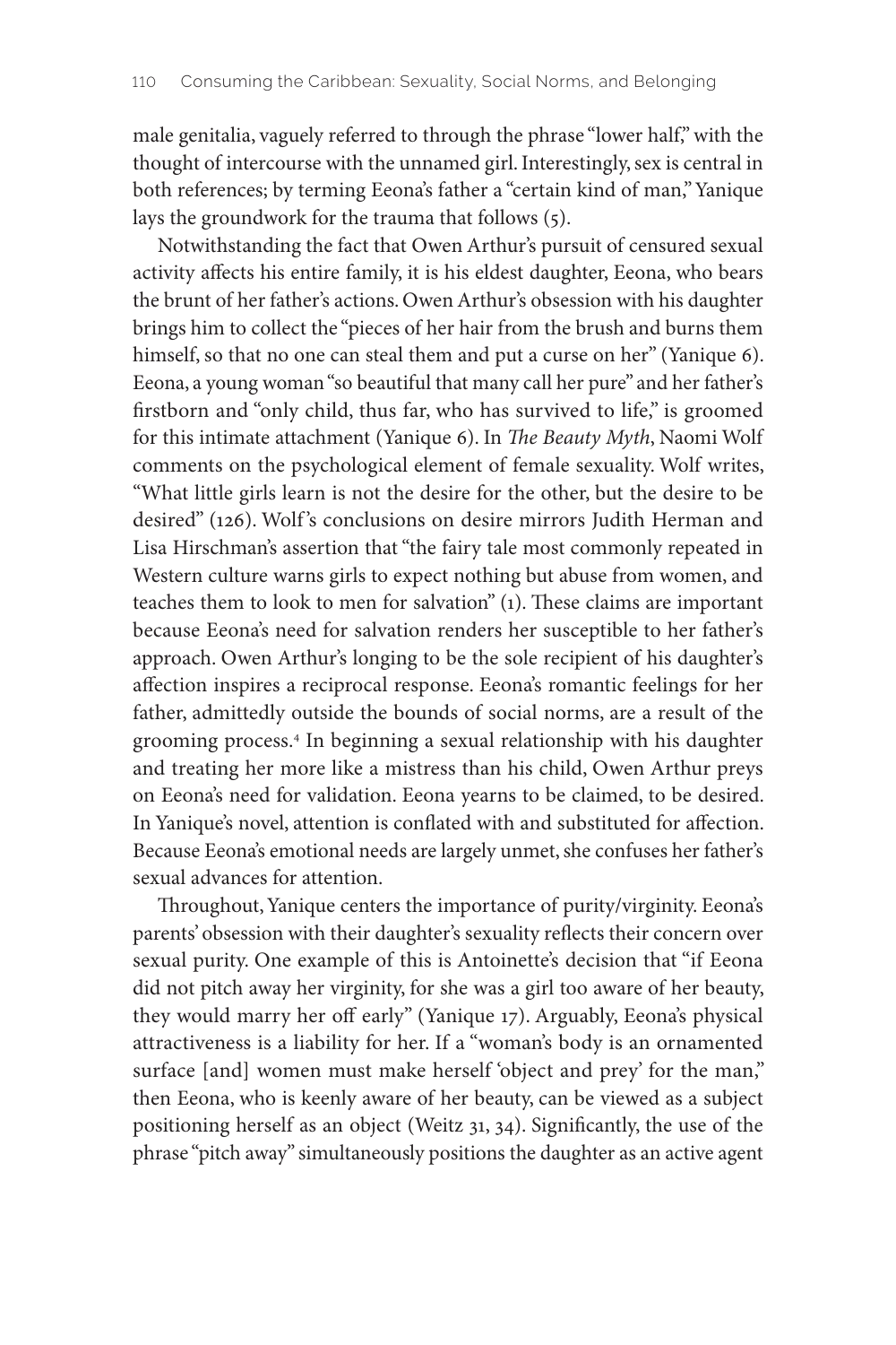male genitalia, vaguely referred to through the phrase "lower half," with the thought of intercourse with the unnamed girl. Interestingly, sex is central in both references; by terming Eeona's father a "certain kind of man," Yanique lays the groundwork for the trauma that follows (5).

Notwithstanding the fact that Owen Arthur's pursuit of censured sexual activity affects his entire family, it is his eldest daughter, Eeona, who bears the brunt of her father's actions. Owen Arthur's obsession with his daughter brings him to collect the "pieces of her hair from the brush and burns them himself, so that no one can steal them and put a curse on her" (Yanique 6). Eeona, a young woman "so beautiful that many call her pure" and her father's firstborn and "only child, thus far, who has survived to life," is groomed for this intimate attachment (Yanique 6). In *The Beauty Myth*, Naomi Wolf comments on the psychological element of female sexuality. Wolf writes, "What little girls learn is not the desire for the other, but the desire to be desired" (126). Wolf's conclusions on desire mirrors Judith Herman and Lisa Hirschman's assertion that "the fairy tale most commonly repeated in Western culture warns girls to expect nothing but abuse from women, and teaches them to look to men for salvation" (1). These claims are important because Eeona's need for salvation renders her susceptible to her father's approach. Owen Arthur's longing to be the sole recipient of his daughter's affection inspires a reciprocal response. Eeona's romantic feelings for her father, admittedly outside the bounds of social norms, are a result of the grooming process.[4] In beginning a sexual relationship with his daughter and treating her more like a mistress than his child, Owen Arthur preys on Eeona's need for validation. Eeona yearns to be claimed, to be desired. In Yanique's novel, attention is conflated with and substituted for affection. Because Eeona's emotional needs are largely unmet, she confuses her father's sexual advances for attention.

Throughout, Yanique centers the importance of purity/virginity. Eeona's parents' obsession with their daughter's sexuality reflects their concern over sexual purity. One example of this is Antoinette's decision that "if Eeona did not pitch away her virginity, for she was a girl too aware of her beauty, they would marry her off early" (Yanique 17). Arguably, Eeona's physical attractiveness is a liability for her. If a "woman's body is an ornamented surface [and] women must make herself 'object and prey' for the man," then Eeona, who is keenly aware of her beauty, can be viewed as a subject positioning herself as an object (Weitz 31, 34). Significantly, the use of the phrase "pitch away" simultaneously positions the daughter as an active agent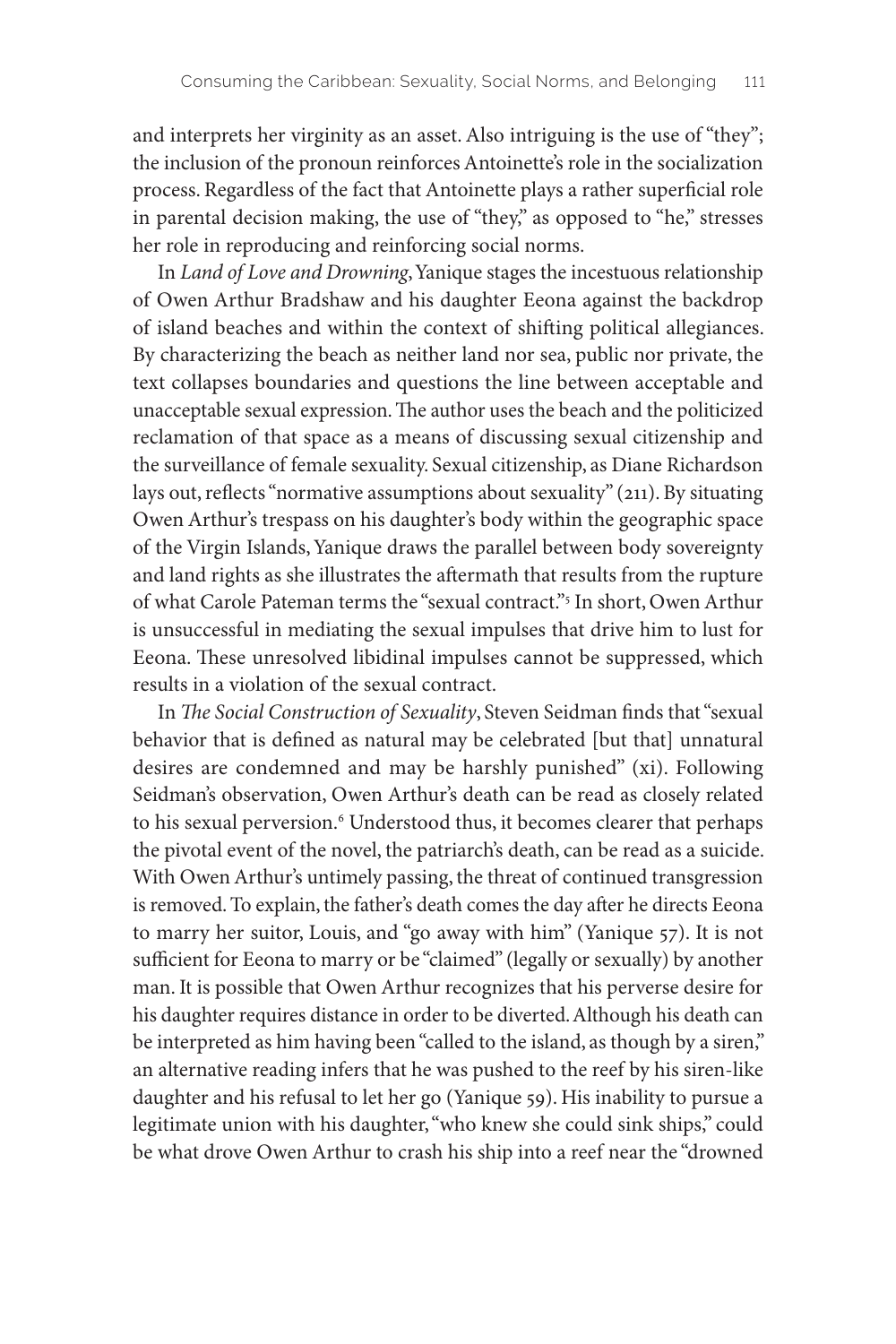and interprets her virginity as an asset. Also intriguing is the use of "they"; the inclusion of the pronoun reinforces Antoinette's role in the socialization process. Regardless of the fact that Antoinette plays a rather superficial role in parental decision making, the use of "they," as opposed to "he," stresses her role in reproducing and reinforcing social norms.

In *Land of Love and Drowning*, Yanique stages the incestuous relationship of Owen Arthur Bradshaw and his daughter Eeona against the backdrop of island beaches and within the context of shifting political allegiances. By characterizing the beach as neither land nor sea, public nor private, the text collapses boundaries and questions the line between acceptable and unacceptable sexual expression. The author uses the beach and the politicized reclamation of that space as a means of discussing sexual citizenship and the surveillance of female sexuality. Sexual citizenship, as Diane Richardson lays out, reflects "normative assumptions about sexuality" (211). By situating Owen Arthur's trespass on his daughter's body within the geographic space of the Virgin Islands, Yanique draws the parallel between body sovereignty and land rights as she illustrates the aftermath that results from the rupture of what Carole Pateman terms the "sexual contract."[5] In short, Owen Arthur is unsuccessful in mediating the sexual impulses that drive him to lust for Eeona. These unresolved libidinal impulses cannot be suppressed, which results in a violation of the sexual contract.

In *The Social Construction of Sexuality*, Steven Seidman finds that "sexual behavior that is defined as natural may be celebrated [but that] unnatural desires are condemned and may be harshly punished" (xi). Following Seidman's observation, Owen Arthur's death can be read as closely related to his sexual perversion.[6] Understood thus, it becomes clearer that perhaps the pivotal event of the novel, the patriarch's death, can be read as a suicide. With Owen Arthur's untimely passing, the threat of continued transgression is removed. To explain, the father's death comes the day after he directs Eeona to marry her suitor, Louis, and "go away with him" (Yanique 57). It is not sufficient for Eeona to marry or be "claimed" (legally or sexually) by another man. It is possible that Owen Arthur recognizes that his perverse desire for his daughter requires distance in order to be diverted. Although his death can be interpreted as him having been "called to the island, as though by a siren," an alternative reading infers that he was pushed to the reef by his siren-like daughter and his refusal to let her go (Yanique 59). His inability to pursue a legitimate union with his daughter, "who knew she could sink ships," could be what drove Owen Arthur to crash his ship into a reef near the "drowned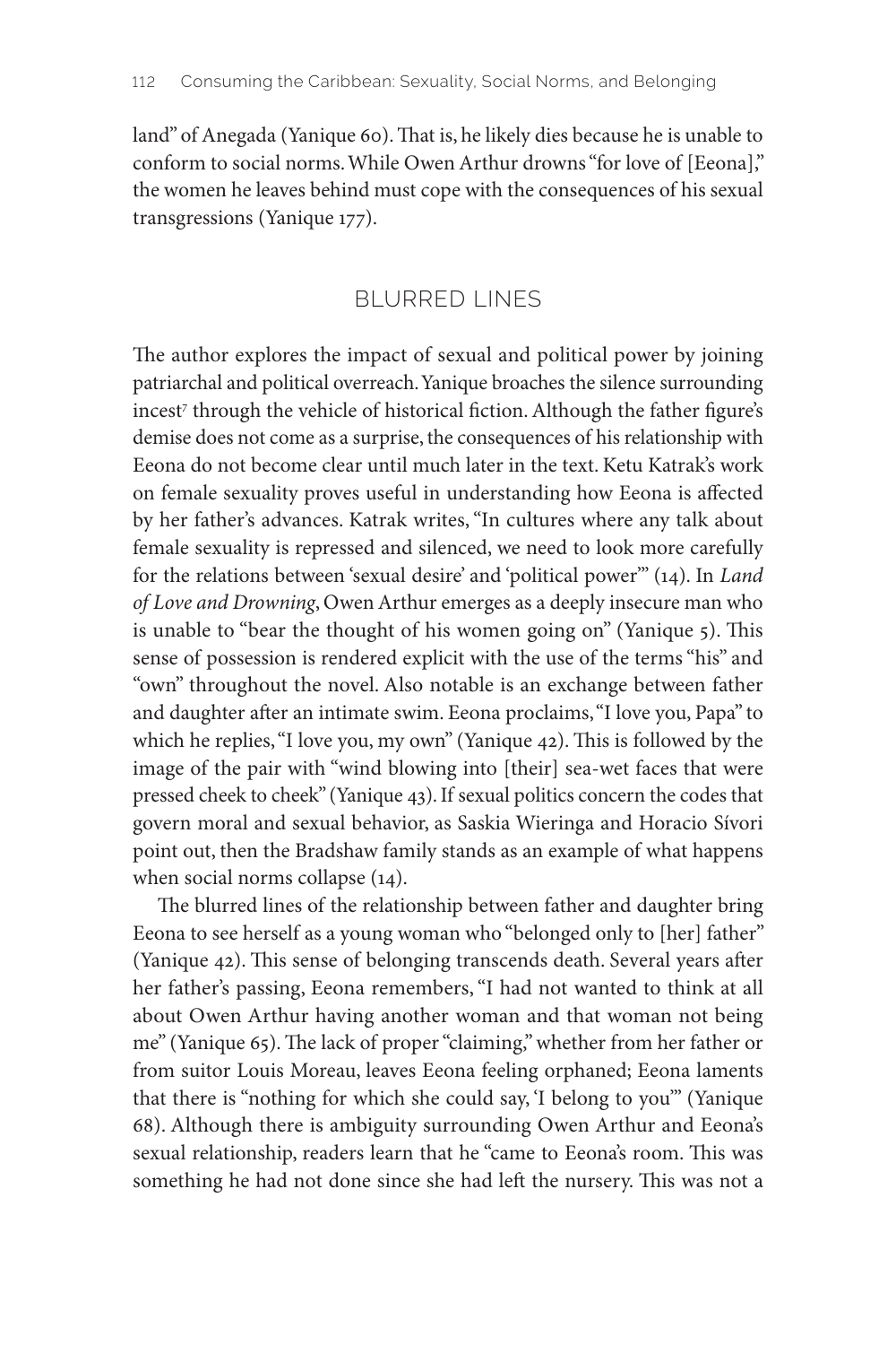land" of Anegada (Yanique 60). That is, he likely dies because he is unable to conform to social norms. While Owen Arthur drowns "for love of [Eeona]," the women he leaves behind must cope with the consequences of his sexual transgressions (Yanique 177).

## BLURRED LINES

The author explores the impact of sexual and political power by joining patriarchal and political overreach. Yanique broaches the silence surrounding incest[7] through the vehicle of historical fiction. Although the father figure's demise does not come as a surprise, the consequences of his relationship with Eeona do not become clear until much later in the text. Ketu Katrak's work on female sexuality proves useful in understanding how Eeona is affected by her father's advances. Katrak writes, "In cultures where any talk about female sexuality is repressed and silenced, we need to look more carefully for the relations between 'sexual desire' and 'political power'" (14). In *Land of Love and Drowning*, Owen Arthur emerges as a deeply insecure man who is unable to "bear the thought of his women going on" (Yanique 5). This sense of possession is rendered explicit with the use of the terms "his" and "own" throughout the novel. Also notable is an exchange between father and daughter after an intimate swim. Eeona proclaims, "I love you, Papa" to which he replies, "I love you, my own" (Yanique 42). This is followed by the image of the pair with "wind blowing into [their] sea-wet faces that were pressed cheek to cheek" (Yanique 43). If sexual politics concern the codes that govern moral and sexual behavior, as Saskia Wieringa and Horacio Sívori point out, then the Bradshaw family stands as an example of what happens when social norms collapse (14).

The blurred lines of the relationship between father and daughter bring Eeona to see herself as a young woman who "belonged only to [her] father" (Yanique 42). This sense of belonging transcends death. Several years after her father's passing, Eeona remembers, "I had not wanted to think at all about Owen Arthur having another woman and that woman not being me" (Yanique 65). The lack of proper "claiming," whether from her father or from suitor Louis Moreau, leaves Eeona feeling orphaned; Eeona laments that there is "nothing for which she could say, 'I belong to you'" (Yanique 68). Although there is ambiguity surrounding Owen Arthur and Eeona's sexual relationship, readers learn that he "came to Eeona's room. This was something he had not done since she had left the nursery. This was not a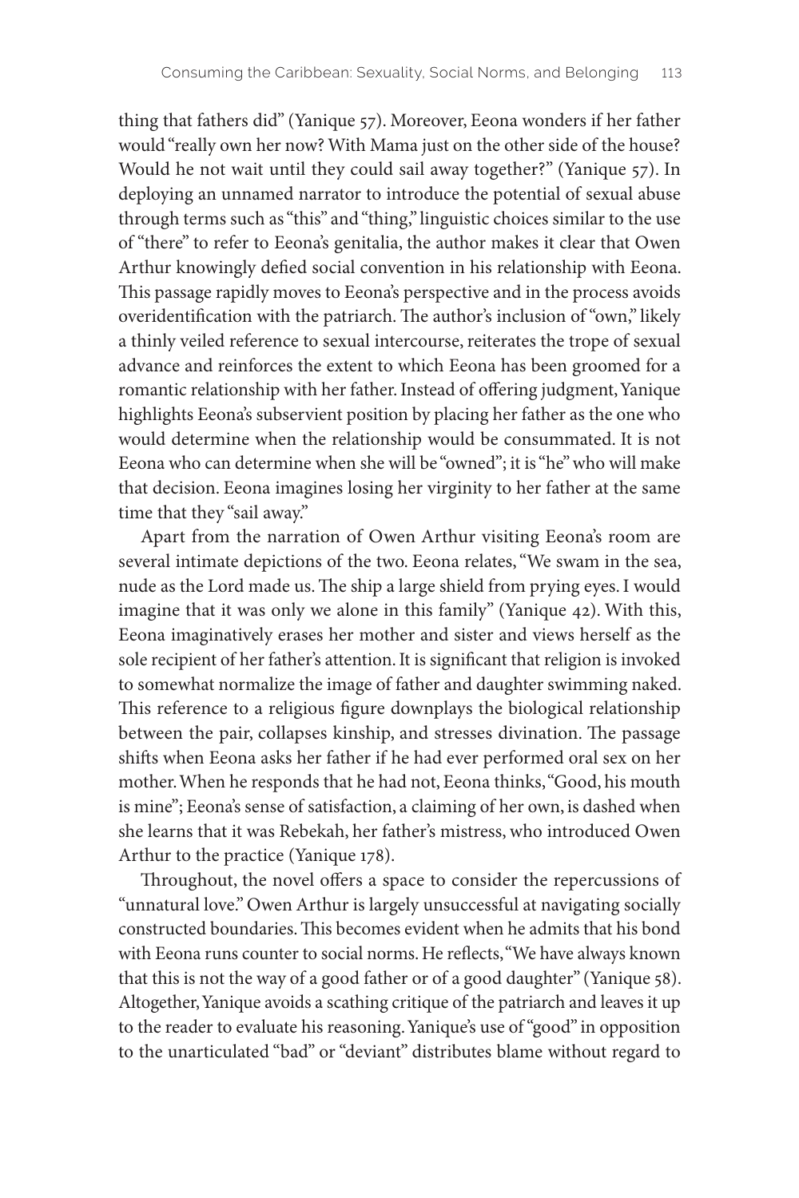thing that fathers did" (Yanique 57). Moreover, Eeona wonders if her father would "really own her now? With Mama just on the other side of the house? Would he not wait until they could sail away together?" (Yanique 57). In deploying an unnamed narrator to introduce the potential of sexual abuse through terms such as "this" and "thing," linguistic choices similar to the use of "there" to refer to Eeona's genitalia, the author makes it clear that Owen Arthur knowingly defied social convention in his relationship with Eeona. This passage rapidly moves to Eeona's perspective and in the process avoids overidentification with the patriarch. The author's inclusion of "own," likely a thinly veiled reference to sexual intercourse, reiterates the trope of sexual advance and reinforces the extent to which Eeona has been groomed for a romantic relationship with her father. Instead of offering judgment, Yanique highlights Eeona's subservient position by placing her father as the one who would determine when the relationship would be consummated. It is not Eeona who can determine when she will be "owned"; it is "he" who will make that decision. Eeona imagines losing her virginity to her father at the same time that they "sail away."

Apart from the narration of Owen Arthur visiting Eeona's room are several intimate depictions of the two. Eeona relates, "We swam in the sea, nude as the Lord made us. The ship a large shield from prying eyes. I would imagine that it was only we alone in this family" (Yanique 42). With this, Eeona imaginatively erases her mother and sister and views herself as the sole recipient of her father's attention. It is significant that religion is invoked to somewhat normalize the image of father and daughter swimming naked. This reference to a religious figure downplays the biological relationship between the pair, collapses kinship, and stresses divination. The passage shifts when Eeona asks her father if he had ever performed oral sex on her mother. When he responds that he had not, Eeona thinks, "Good, his mouth is mine"; Eeona's sense of satisfaction, a claiming of her own, is dashed when she learns that it was Rebekah, her father's mistress, who introduced Owen Arthur to the practice (Yanique 178).

Throughout, the novel offers a space to consider the repercussions of "unnatural love." Owen Arthur is largely unsuccessful at navigating socially constructed boundaries. This becomes evident when he admits that his bond with Eeona runs counter to social norms. He reflects, "We have always known that this is not the way of a good father or of a good daughter" (Yanique 58). Altogether, Yanique avoids a scathing critique of the patriarch and leaves it up to the reader to evaluate his reasoning. Yanique's use of "good" in opposition to the unarticulated "bad" or "deviant" distributes blame without regard to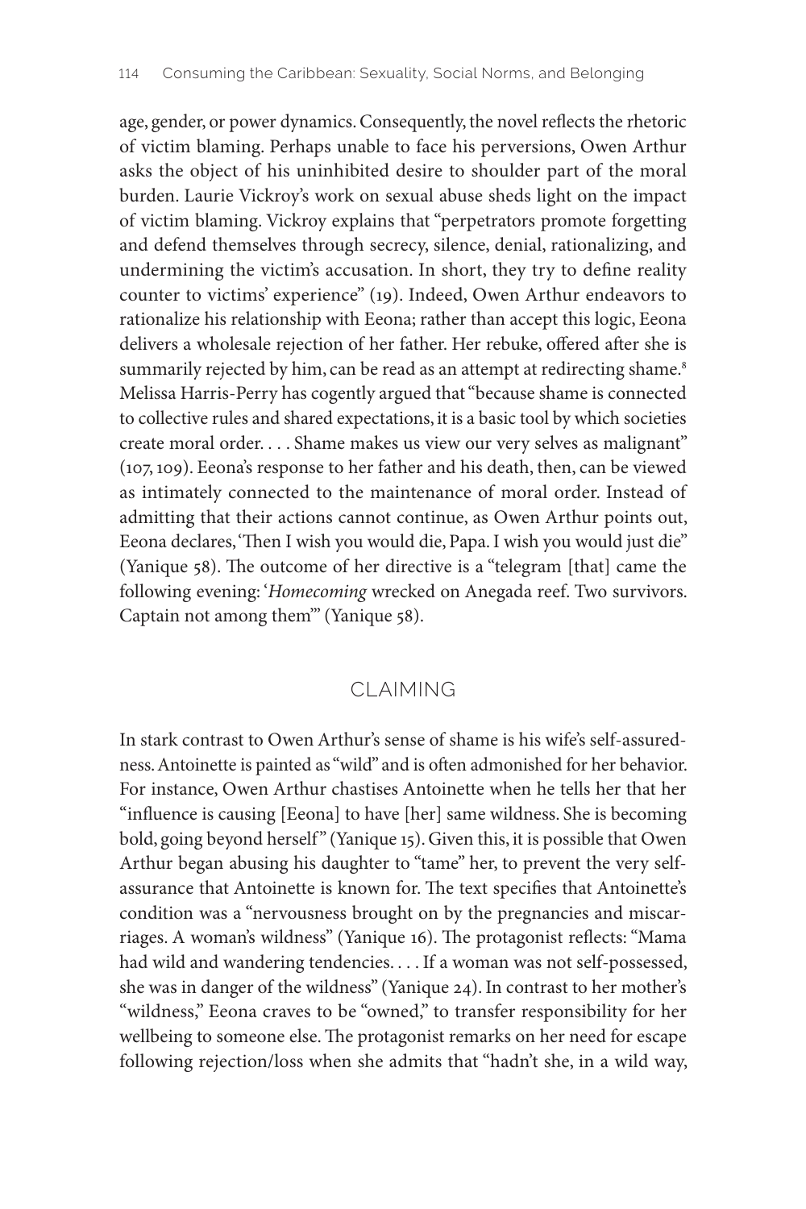age, gender, or power dynamics. Consequently, the novel reflects the rhetoric of victim blaming. Perhaps unable to face his perversions, Owen Arthur asks the object of his uninhibited desire to shoulder part of the moral burden. Laurie Vickroy's work on sexual abuse sheds light on the impact of victim blaming. Vickroy explains that "perpetrators promote forgetting and defend themselves through secrecy, silence, denial, rationalizing, and undermining the victim's accusation. In short, they try to define reality counter to victims' experience" (19). Indeed, Owen Arthur endeavors to rationalize his relationship with Eeona; rather than accept this logic, Eeona delivers a wholesale rejection of her father. Her rebuke, offered after she is summarily rejected by him, can be read as an attempt at redirecting shame.[8] Melissa Harris-Perry has cogently argued that "because shame is connected to collective rules and shared expectations, it is a basic tool by which societies create moral order. . . . Shame makes us view our very selves as malignant" (107, 109). Eeona's response to her father and his death, then, can be viewed as intimately connected to the maintenance of moral order. Instead of admitting that their actions cannot continue, as Owen Arthur points out, Eeona declares, 'Then I wish you would die, Papa. I wish you would just die" (Yanique 58). The outcome of her directive is a "telegram [that] came the following evening: '*Homecoming* wrecked on Anegada reef. Two survivors. Captain not among them'" (Yanique 58).

## CLAIMING

In stark contrast to Owen Arthur's sense of shame is his wife's self-assuredness. Antoinette is painted as "wild" and is often admonished for her behavior. For instance, Owen Arthur chastises Antoinette when he tells her that her "influence is causing [Eeona] to have [her] same wildness. She is becoming bold, going beyond herself" (Yanique 15). Given this, it is possible that Owen Arthur began abusing his daughter to "tame" her, to prevent the very self-assurance that Antoinette is known for. The text specifies that Antoinette's condition was a "nervousness brought on by the pregnancies and miscarriages. A woman's wildness" (Yanique 16). The protagonist reflects: "Mama had wild and wandering tendencies. . . . If a woman was not self-possessed, she was in danger of the wildness" (Yanique 24). In contrast to her mother's "wildness," Eeona craves to be "owned," to transfer responsibility for her wellbeing to someone else. The protagonist remarks on her need for escape following rejection/loss when she admits that "hadn't she, in a wild way,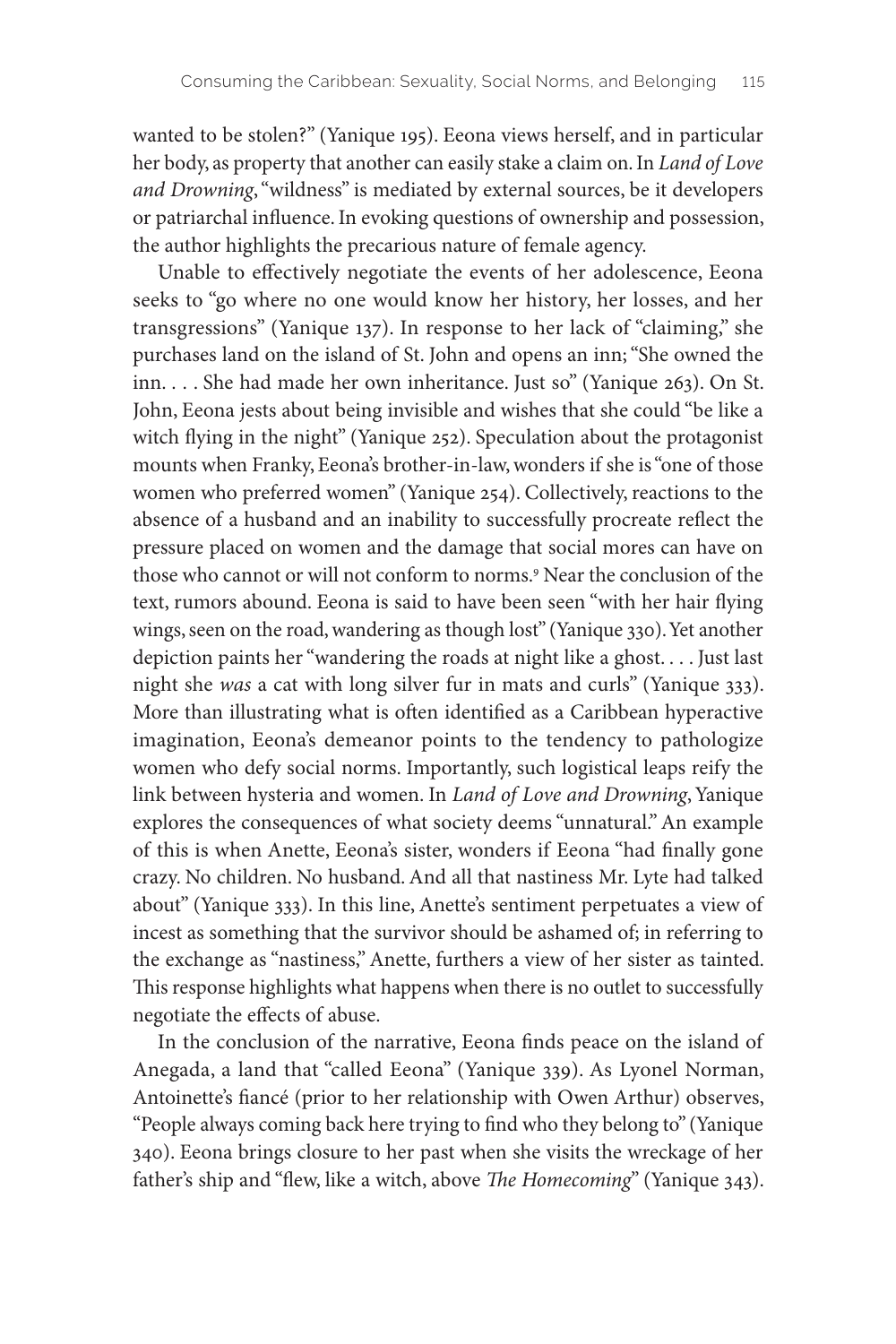wanted to be stolen?" (Yanique 195). Eeona views herself, and in particular her body, as property that another can easily stake a claim on. In *Land of Love and Drowning*, "wildness" is mediated by external sources, be it developers or patriarchal influence. In evoking questions of ownership and possession, the author highlights the precarious nature of female agency.

Unable to effectively negotiate the events of her adolescence, Eeona seeks to "go where no one would know her history, her losses, and her transgressions" (Yanique 137). In response to her lack of "claiming," she purchases land on the island of St. John and opens an inn; "She owned the inn. . . . She had made her own inheritance. Just so" (Yanique 263). On St. John, Eeona jests about being invisible and wishes that she could "be like a witch flying in the night" (Yanique 252). Speculation about the protagonist mounts when Franky, Eeona's brother-in-law, wonders if she is "one of those women who preferred women" (Yanique 254). Collectively, reactions to the absence of a husband and an inability to successfully procreate reflect the pressure placed on women and the damage that social mores can have on those who cannot or will not conform to norms.[9] Near the conclusion of the text, rumors abound. Eeona is said to have been seen "with her hair flying wings, seen on the road, wandering as though lost" (Yanique 330). Yet another depiction paints her "wandering the roads at night like a ghost. . . . Just last night she *was* a cat with long silver fur in mats and curls" (Yanique 333). More than illustrating what is often identified as a Caribbean hyperactive imagination, Eeona's demeanor points to the tendency to pathologize women who defy social norms. Importantly, such logistical leaps reify the link between hysteria and women. In *Land of Love and Drowning*, Yanique explores the consequences of what society deems "unnatural." An example of this is when Anette, Eeona's sister, wonders if Eeona "had finally gone crazy. No children. No husband. And all that nastiness Mr. Lyte had talked about" (Yanique 333). In this line, Anette's sentiment perpetuates a view of incest as something that the survivor should be ashamed of; in referring to the exchange as "nastiness," Anette, furthers a view of her sister as tainted. This response highlights what happens when there is no outlet to successfully negotiate the effects of abuse.

In the conclusion of the narrative, Eeona finds peace on the island of Anegada, a land that "called Eeona" (Yanique 339). As Lyonel Norman, Antoinette's fiancé (prior to her relationship with Owen Arthur) observes, "People always coming back here trying to find who they belong to" (Yanique 340). Eeona brings closure to her past when she visits the wreckage of her father's ship and "flew, like a witch, above *The Homecoming*" (Yanique 343).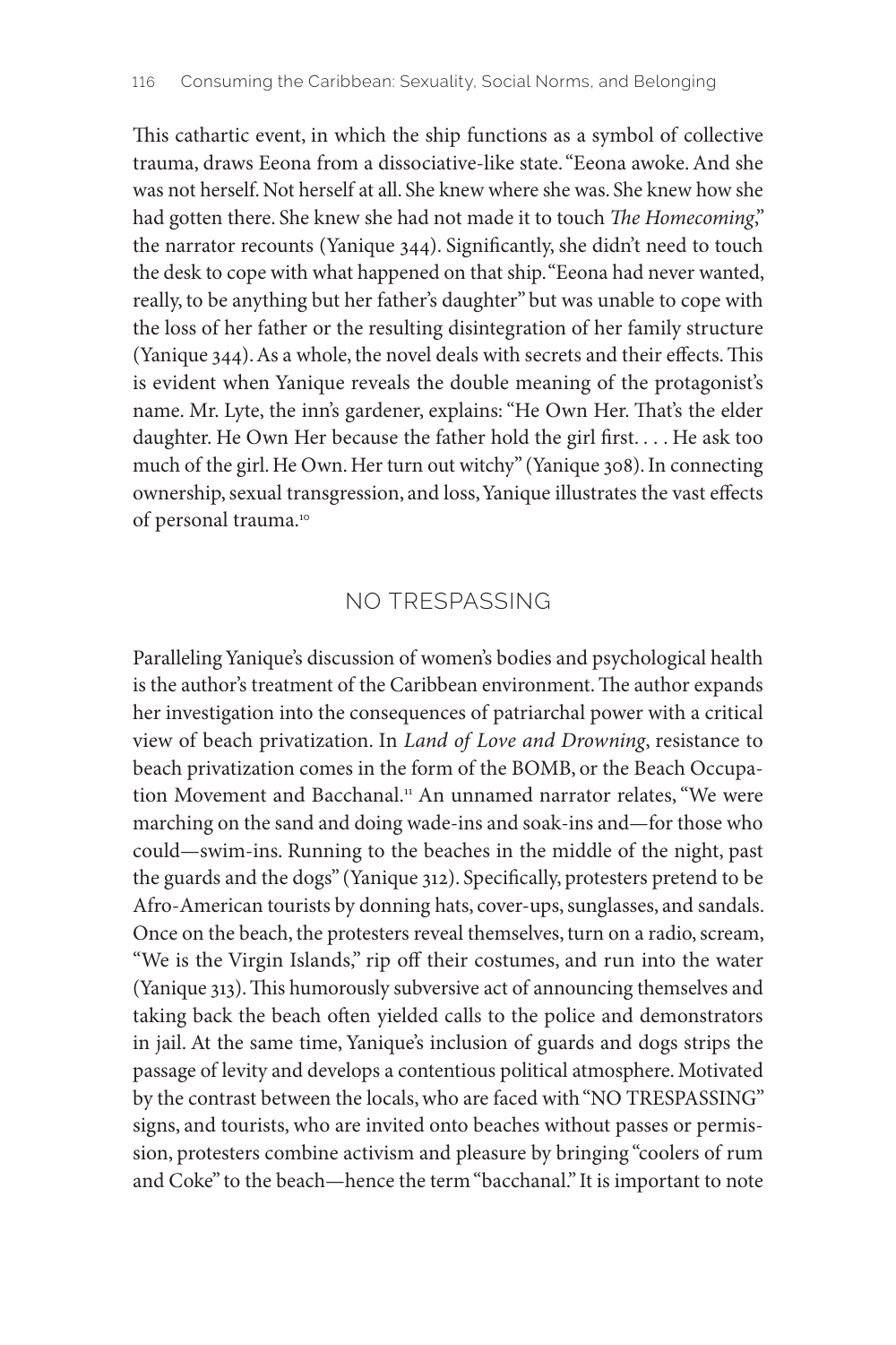This cathartic event, in which the ship functions as a symbol of collective trauma, draws Eeona from a dissociative-like state. "Eeona awoke. And she was not herself. Not herself at all. She knew where she was. She knew how she had gotten there. She knew she had not made it to touch *The Homecoming*," the narrator recounts (Yanique 344). Significantly, she didn't need to touch the desk to cope with what happened on that ship. "Eeona had never wanted, really, to be anything but her father's daughter" but was unable to cope with the loss of her father or the resulting disintegration of her family structure (Yanique 344). As a whole, the novel deals with secrets and their effects. This is evident when Yanique reveals the double meaning of the protagonist's name. Mr. Lyte, the inn's gardener, explains: "He Own Her. That's the elder daughter. He Own Her because the father hold the girl first. . . . He ask too much of the girl. He Own. Her turn out witchy" (Yanique 308). In connecting ownership, sexual transgression, and loss, Yanique illustrates the vast effects of personal trauma.[10]

## NO TRESPASSING

Paralleling Yanique's discussion of women's bodies and psychological health is the author's treatment of the Caribbean environment. The author expands her investigation into the consequences of patriarchal power with a critical view of beach privatization. In *Land of Love and Drowning*, resistance to beach privatization comes in the form of the BOMB, or the Beach Occupation Movement and Bacchanal.[11] An unnamed narrator relates, "We were marching on the sand and doing wade-ins and soak-ins and—for those who could—swim-ins. Running to the beaches in the middle of the night, past the guards and the dogs" (Yanique 312). Specifically, protesters pretend to be Afro-American tourists by donning hats, cover-ups, sunglasses, and sandals. Once on the beach, the protesters reveal themselves, turn on a radio, scream, "We is the Virgin Islands," rip off their costumes, and run into the water (Yanique 313). This humorously subversive act of announcing themselves and taking back the beach often yielded calls to the police and demonstrators in jail. At the same time, Yanique's inclusion of guards and dogs strips the passage of levity and develops a contentious political atmosphere. Motivated by the contrast between the locals, who are faced with "NO TRESPASSING" signs, and tourists, who are invited onto beaches without passes or permission, protesters combine activism and pleasure by bringing "coolers of rum and Coke" to the beach—hence the term "bacchanal." It is important to note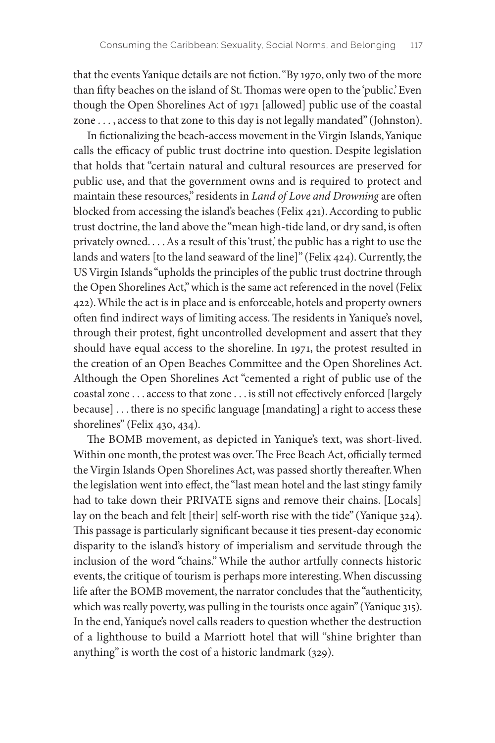that the events Yanique details are not fiction. "By 1970, only two of the more than fifty beaches on the island of St. Thomas were open to the 'public.' Even though the Open Shorelines Act of 1971 [allowed] public use of the coastal zone . . . , access to that zone to this day is not legally mandated" (Johnston).

In fictionalizing the beach-access movement in the Virgin Islands, Yanique calls the efficacy of public trust doctrine into question. Despite legislation that holds that "certain natural and cultural resources are preserved for public use, and that the government owns and is required to protect and maintain these resources," residents in *Land of Love and Drowning* are often blocked from accessing the island's beaches (Felix 421). According to public trust doctrine, the land above the "mean high-tide land, or dry sand, is often privately owned. . . . As a result of this 'trust,' the public has a right to use the lands and waters [to the land seaward of the line]" (Felix 424). Currently, the US Virgin Islands "upholds the principles of the public trust doctrine through the Open Shorelines Act," which is the same act referenced in the novel (Felix 422). While the act is in place and is enforceable, hotels and property owners often find indirect ways of limiting access. The residents in Yanique's novel, through their protest, fight uncontrolled development and assert that they should have equal access to the shoreline. In 1971, the protest resulted in the creation of an Open Beaches Committee and the Open Shorelines Act. Although the Open Shorelines Act "cemented a right of public use of the coastal zone . . . access to that zone . . . is still not effectively enforced [largely because] . . . there is no specific language [mandating] a right to access these shorelines" (Felix 430, 434).

The BOMB movement, as depicted in Yanique's text, was short-lived. Within one month, the protest was over. The Free Beach Act, officially termed the Virgin Islands Open Shorelines Act, was passed shortly thereafter. When the legislation went into effect, the "last mean hotel and the last stingy family had to take down their PRIVATE signs and remove their chains. [Locals] lay on the beach and felt [their] self-worth rise with the tide" (Yanique 324). This passage is particularly significant because it ties present-day economic disparity to the island's history of imperialism and servitude through the inclusion of the word "chains." While the author artfully connects historic events, the critique of tourism is perhaps more interesting. When discussing life after the BOMB movement, the narrator concludes that the "authenticity, which was really poverty, was pulling in the tourists once again" (Yanique 315). In the end, Yanique's novel calls readers to question whether the destruction of a lighthouse to build a Marriott hotel that will "shine brighter than anything" is worth the cost of a historic landmark (329).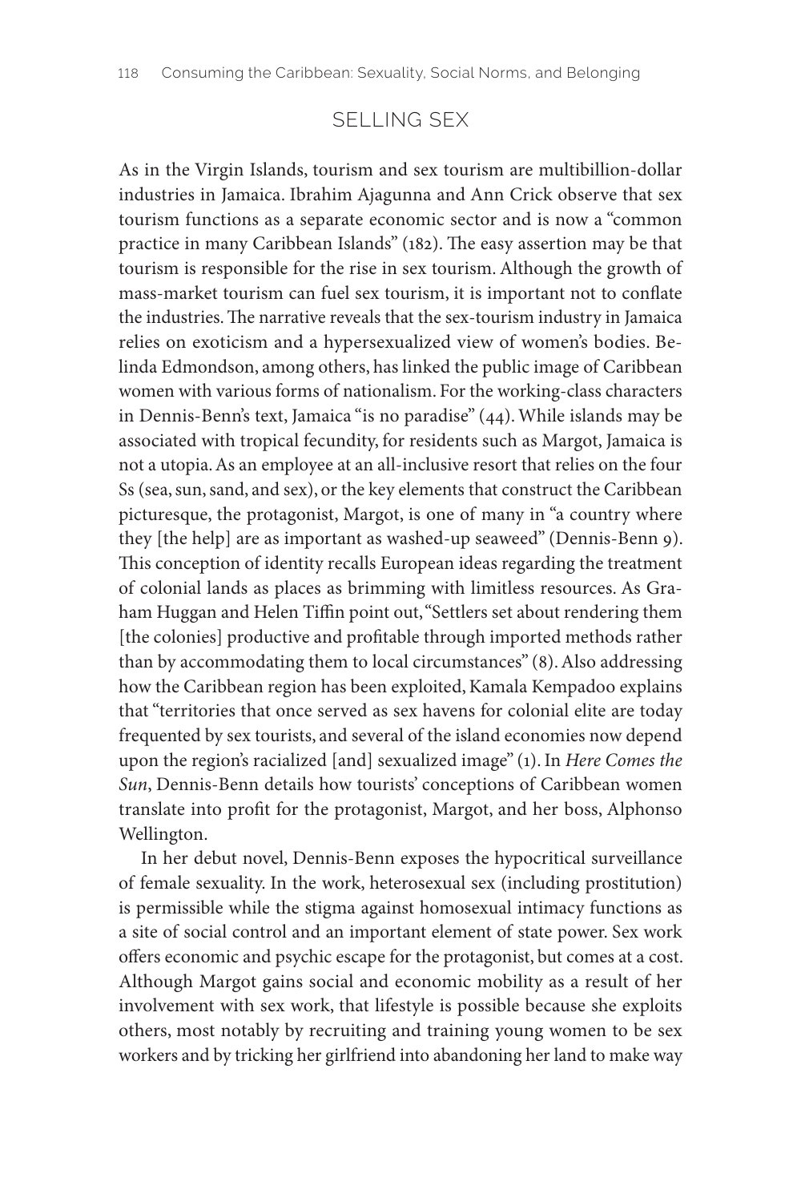## SELLING SEX

As in the Virgin Islands, tourism and sex tourism are multibillion-dollar industries in Jamaica. Ibrahim Ajagunna and Ann Crick observe that sex tourism functions as a separate economic sector and is now a "common practice in many Caribbean Islands" (182). The easy assertion may be that tourism is responsible for the rise in sex tourism. Although the growth of mass-market tourism can fuel sex tourism, it is important not to conflate the industries. The narrative reveals that the sex-tourism industry in Jamaica relies on exoticism and a hypersexualized view of women's bodies. Belinda Edmondson, among others, has linked the public image of Caribbean women with various forms of nationalism. For the working-class characters in Dennis-Benn's text, Jamaica "is no paradise" (44). While islands may be associated with tropical fecundity, for residents such as Margot, Jamaica is not a utopia. As an employee at an all-inclusive resort that relies on the four Ss (sea, sun, sand, and sex), or the key elements that construct the Caribbean picturesque, the protagonist, Margot, is one of many in "a country where they [the help] are as important as washed-up seaweed" (Dennis-Benn 9). This conception of identity recalls European ideas regarding the treatment of colonial lands as places as brimming with limitless resources. As Graham Huggan and Helen Tiffin point out, "Settlers set about rendering them [the colonies] productive and profitable through imported methods rather than by accommodating them to local circumstances" (8). Also addressing how the Caribbean region has been exploited, Kamala Kempadoo explains that "territories that once served as sex havens for colonial elite are today frequented by sex tourists, and several of the island economies now depend upon the region's racialized [and] sexualized image" (1). In *Here Comes the Sun*, Dennis-Benn details how tourists' conceptions of Caribbean women translate into profit for the protagonist, Margot, and her boss, Alphonso Wellington.

In her debut novel, Dennis-Benn exposes the hypocritical surveillance of female sexuality. In the work, heterosexual sex (including prostitution) is permissible while the stigma against homosexual intimacy functions as a site of social control and an important element of state power. Sex work offers economic and psychic escape for the protagonist, but comes at a cost. Although Margot gains social and economic mobility as a result of her involvement with sex work, that lifestyle is possible because she exploits others, most notably by recruiting and training young women to be sex workers and by tricking her girlfriend into abandoning her land to make way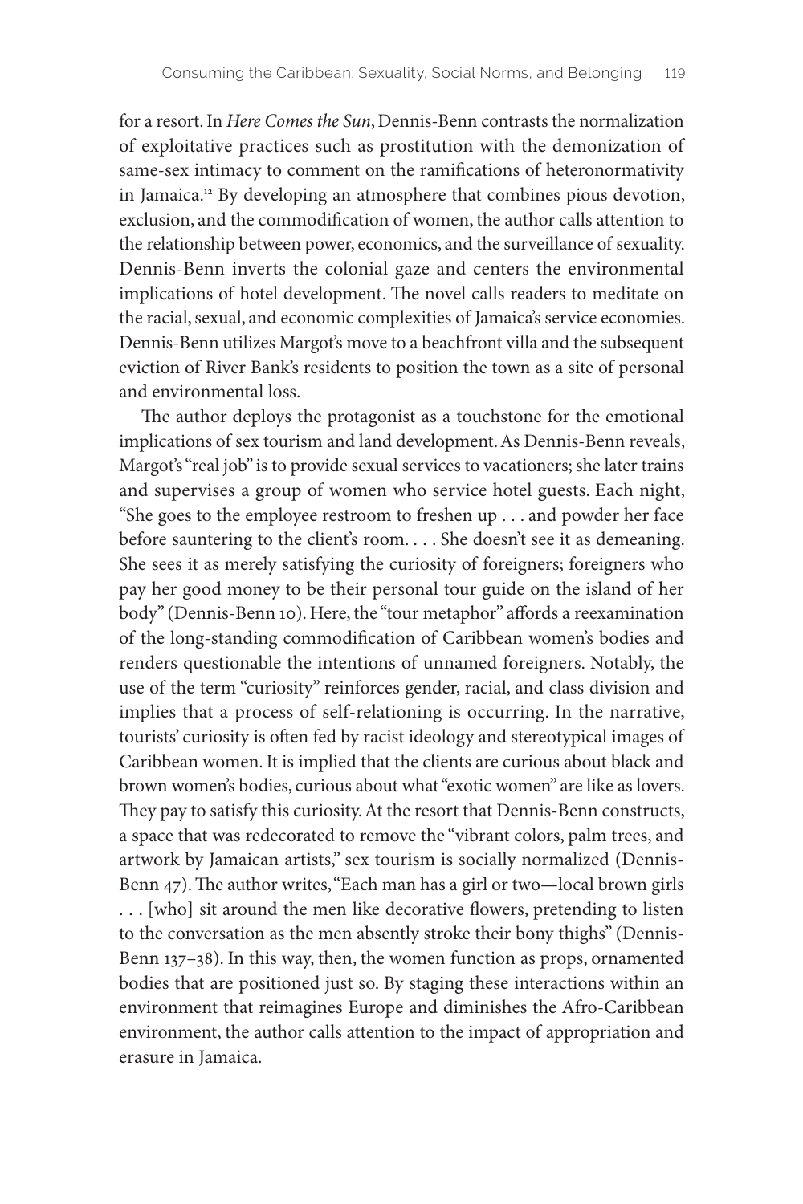for a resort. In *Here Comes the Sun*, Dennis-Benn contrasts the normalization of exploitative practices such as prostitution with the demonization of same-sex intimacy to comment on the ramifications of heteronormativity in Jamaica.[12] By developing an atmosphere that combines pious devotion, exclusion, and the commodification of women, the author calls attention to the relationship between power, economics, and the surveillance of sexuality. Dennis-Benn inverts the colonial gaze and centers the environmental implications of hotel development. The novel calls readers to meditate on the racial, sexual, and economic complexities of Jamaica's service economies. Dennis-Benn utilizes Margot's move to a beachfront villa and the subsequent eviction of River Bank's residents to position the town as a site of personal and environmental loss.

The author deploys the protagonist as a touchstone for the emotional implications of sex tourism and land development. As Dennis-Benn reveals, Margot's "real job" is to provide sexual services to vacationers; she later trains and supervises a group of women who service hotel guests. Each night, "She goes to the employee restroom to freshen up . . . and powder her face before sauntering to the client's room. . . . She doesn't see it as demeaning. She sees it as merely satisfying the curiosity of foreigners; foreigners who pay her good money to be their personal tour guide on the island of her body" (Dennis-Benn 10). Here, the "tour metaphor" affords a reexamination of the long-standing commodification of Caribbean women's bodies and renders questionable the intentions of unnamed foreigners. Notably, the use of the term "curiosity" reinforces gender, racial, and class division and implies that a process of self-relationing is occurring. In the narrative, tourists' curiosity is often fed by racist ideology and stereotypical images of Caribbean women. It is implied that the clients are curious about black and brown women's bodies, curious about what "exotic women" are like as lovers. They pay to satisfy this curiosity. At the resort that Dennis-Benn constructs, a space that was redecorated to remove the "vibrant colors, palm trees, and artwork by Jamaican artists," sex tourism is socially normalized (Dennis-Benn 47). The author writes, "Each man has a girl or two—local brown girls . . . [who] sit around the men like decorative flowers, pretending to listen to the conversation as the men absently stroke their bony thighs" (Dennis-Benn 137–38). In this way, then, the women function as props, ornamented bodies that are positioned just so. By staging these interactions within an environment that reimagines Europe and diminishes the Afro-Caribbean environment, the author calls attention to the impact of appropriation and erasure in Jamaica.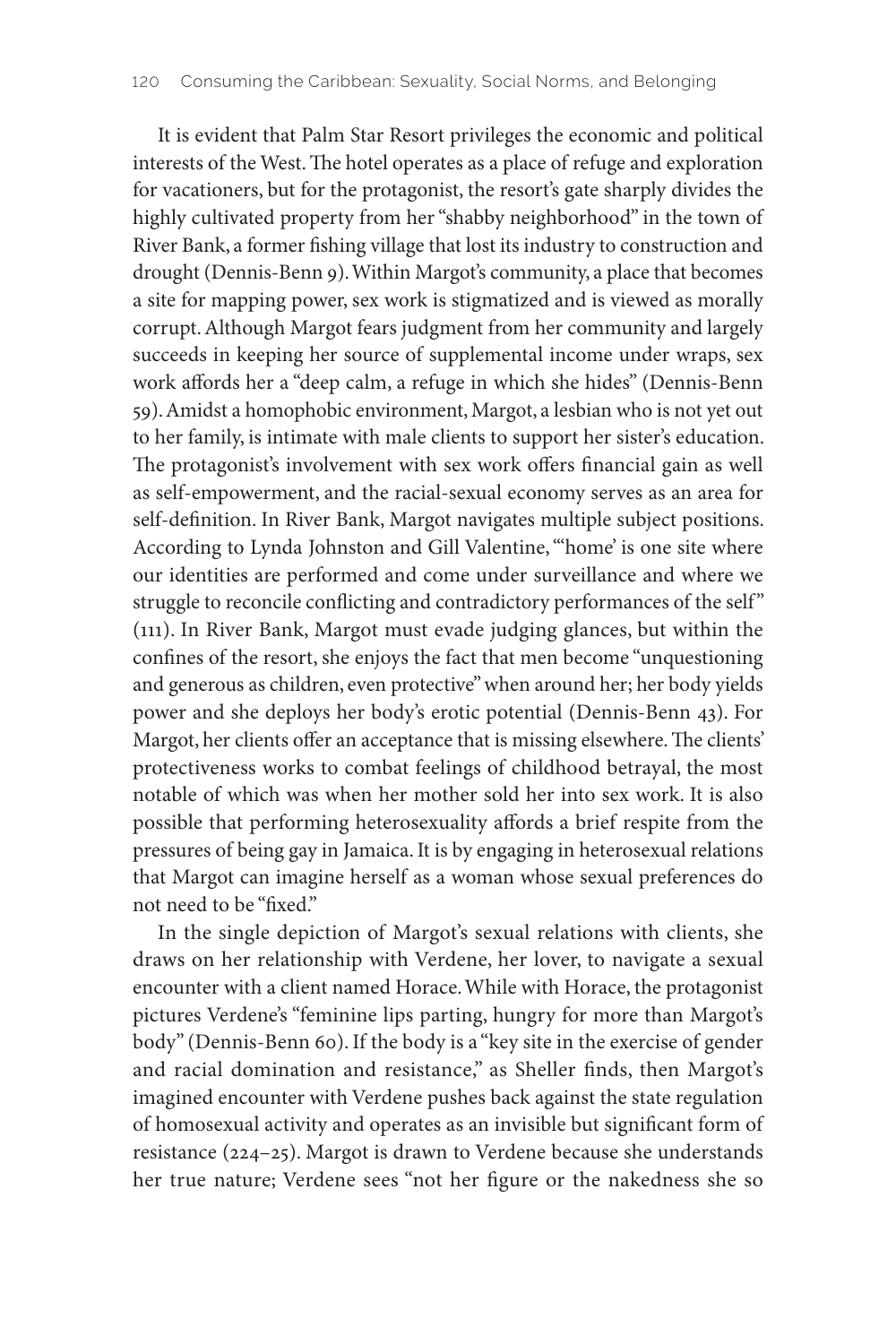It is evident that Palm Star Resort privileges the economic and political interests of the West. The hotel operates as a place of refuge and exploration for vacationers, but for the protagonist, the resort's gate sharply divides the highly cultivated property from her "shabby neighborhood" in the town of River Bank, a former fishing village that lost its industry to construction and drought (Dennis-Benn 9). Within Margot's community, a place that becomes a site for mapping power, sex work is stigmatized and is viewed as morally corrupt. Although Margot fears judgment from her community and largely succeeds in keeping her source of supplemental income under wraps, sex work affords her a "deep calm, a refuge in which she hides" (Dennis-Benn 59). Amidst a homophobic environment, Margot, a lesbian who is not yet out to her family, is intimate with male clients to support her sister's education. The protagonist's involvement with sex work offers financial gain as well as self-empowerment, and the racial-sexual economy serves as an area for self-definition. In River Bank, Margot navigates multiple subject positions. According to Lynda Johnston and Gill Valentine, "'home' is one site where our identities are performed and come under surveillance and where we struggle to reconcile conflicting and contradictory performances of the self" (111). In River Bank, Margot must evade judging glances, but within the confines of the resort, she enjoys the fact that men become "unquestioning and generous as children, even protective" when around her; her body yields power and she deploys her body's erotic potential (Dennis-Benn 43). For Margot, her clients offer an acceptance that is missing elsewhere. The clients' protectiveness works to combat feelings of childhood betrayal, the most notable of which was when her mother sold her into sex work. It is also possible that performing heterosexuality affords a brief respite from the pressures of being gay in Jamaica. It is by engaging in heterosexual relations that Margot can imagine herself as a woman whose sexual preferences do not need to be "fixed."

In the single depiction of Margot's sexual relations with clients, she draws on her relationship with Verdene, her lover, to navigate a sexual encounter with a client named Horace. While with Horace, the protagonist pictures Verdene's "feminine lips parting, hungry for more than Margot's body" (Dennis-Benn 60). If the body is a "key site in the exercise of gender and racial domination and resistance," as Sheller finds, then Margot's imagined encounter with Verdene pushes back against the state regulation of homosexual activity and operates as an invisible but significant form of resistance (224–25). Margot is drawn to Verdene because she understands her true nature; Verdene sees "not her figure or the nakedness she so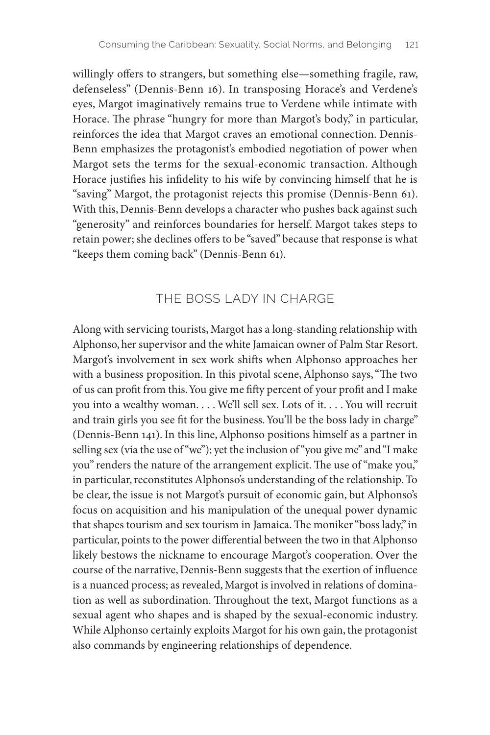willingly offers to strangers, but something else—something fragile, raw, defenseless" (Dennis-Benn 16). In transposing Horace's and Verdene's eyes, Margot imaginatively remains true to Verdene while intimate with Horace. The phrase "hungry for more than Margot's body," in particular, reinforces the idea that Margot craves an emotional connection. Dennis-Benn emphasizes the protagonist's embodied negotiation of power when Margot sets the terms for the sexual-economic transaction. Although Horace justifies his infidelity to his wife by convincing himself that he is "saving" Margot, the protagonist rejects this promise (Dennis-Benn 61). With this, Dennis-Benn develops a character who pushes back against such "generosity" and reinforces boundaries for herself. Margot takes steps to retain power; she declines offers to be "saved" because that response is what "keeps them coming back" (Dennis-Benn 61).

## THE BOSS LADY IN CHARGE

Along with servicing tourists, Margot has a long-standing relationship with Alphonso, her supervisor and the white Jamaican owner of Palm Star Resort. Margot's involvement in sex work shifts when Alphonso approaches her with a business proposition. In this pivotal scene, Alphonso says, "The two of us can profit from this. You give me fifty percent of your profit and I make you into a wealthy woman. . . . We'll sell sex. Lots of it. . . . You will recruit and train girls you see fit for the business. You'll be the boss lady in charge" (Dennis-Benn 141). In this line, Alphonso positions himself as a partner in selling sex (via the use of "we"); yet the inclusion of "you give me" and "I make you" renders the nature of the arrangement explicit. The use of "make you," in particular, reconstitutes Alphonso's understanding of the relationship. To be clear, the issue is not Margot's pursuit of economic gain, but Alphonso's focus on acquisition and his manipulation of the unequal power dynamic that shapes tourism and sex tourism in Jamaica. The moniker "boss lady," in particular, points to the power differential between the two in that Alphonso likely bestows the nickname to encourage Margot's cooperation. Over the course of the narrative, Dennis-Benn suggests that the exertion of influence is a nuanced process; as revealed, Margot is involved in relations of domination as well as subordination. Throughout the text, Margot functions as a sexual agent who shapes and is shaped by the sexual-economic industry. While Alphonso certainly exploits Margot for his own gain, the protagonist also commands by engineering relationships of dependence.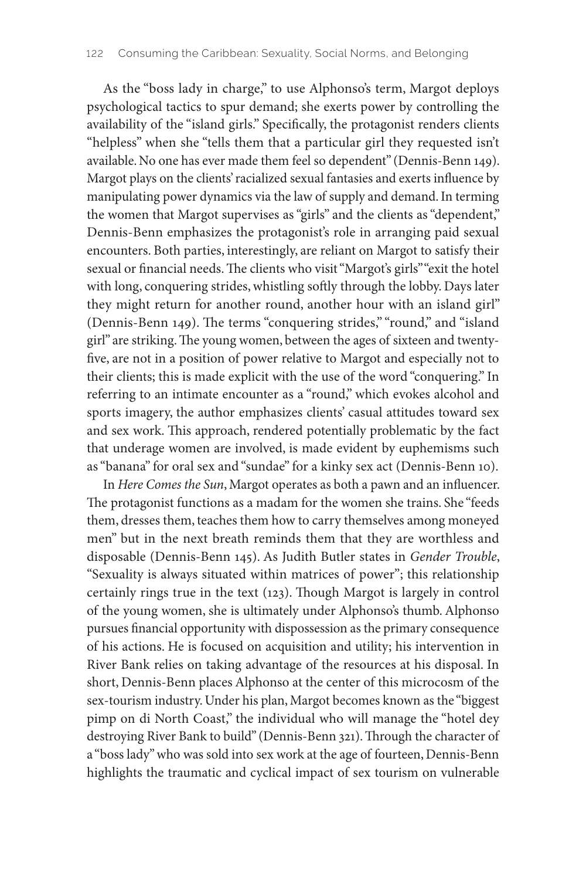As the "boss lady in charge," to use Alphonso's term, Margot deploys psychological tactics to spur demand; she exerts power by controlling the availability of the "island girls." Specifically, the protagonist renders clients "helpless" when she "tells them that a particular girl they requested isn't available. No one has ever made them feel so dependent" (Dennis-Benn 149). Margot plays on the clients' racialized sexual fantasies and exerts influence by manipulating power dynamics via the law of supply and demand. In terming the women that Margot supervises as "girls" and the clients as "dependent," Dennis-Benn emphasizes the protagonist's role in arranging paid sexual encounters. Both parties, interestingly, are reliant on Margot to satisfy their sexual or financial needs. The clients who visit "Margot's girls" "exit the hotel with long, conquering strides, whistling softly through the lobby. Days later they might return for another round, another hour with an island girl" (Dennis-Benn 149). The terms "conquering strides," "round," and "island girl" are striking. The young women, between the ages of sixteen and twenty-five, are not in a position of power relative to Margot and especially not to their clients; this is made explicit with the use of the word "conquering." In referring to an intimate encounter as a "round," which evokes alcohol and sports imagery, the author emphasizes clients' casual attitudes toward sex and sex work. This approach, rendered potentially problematic by the fact that underage women are involved, is made evident by euphemisms such as "banana" for oral sex and "sundae" for a kinky sex act (Dennis-Benn 10).

In *Here Comes the Sun*, Margot operates as both a pawn and an influencer. The protagonist functions as a madam for the women she trains. She "feeds them, dresses them, teaches them how to carry themselves among moneyed men" but in the next breath reminds them that they are worthless and disposable (Dennis-Benn 145). As Judith Butler states in *Gender Trouble*, "Sexuality is always situated within matrices of power"; this relationship certainly rings true in the text (123). Though Margot is largely in control of the young women, she is ultimately under Alphonso's thumb. Alphonso pursues financial opportunity with dispossession as the primary consequence of his actions. He is focused on acquisition and utility; his intervention in River Bank relies on taking advantage of the resources at his disposal. In short, Dennis-Benn places Alphonso at the center of this microcosm of the sex-tourism industry. Under his plan, Margot becomes known as the "biggest pimp on di North Coast," the individual who will manage the "hotel dey destroying River Bank to build" (Dennis-Benn 321). Through the character of a "boss lady" who was sold into sex work at the age of fourteen, Dennis-Benn highlights the traumatic and cyclical impact of sex tourism on vulnerable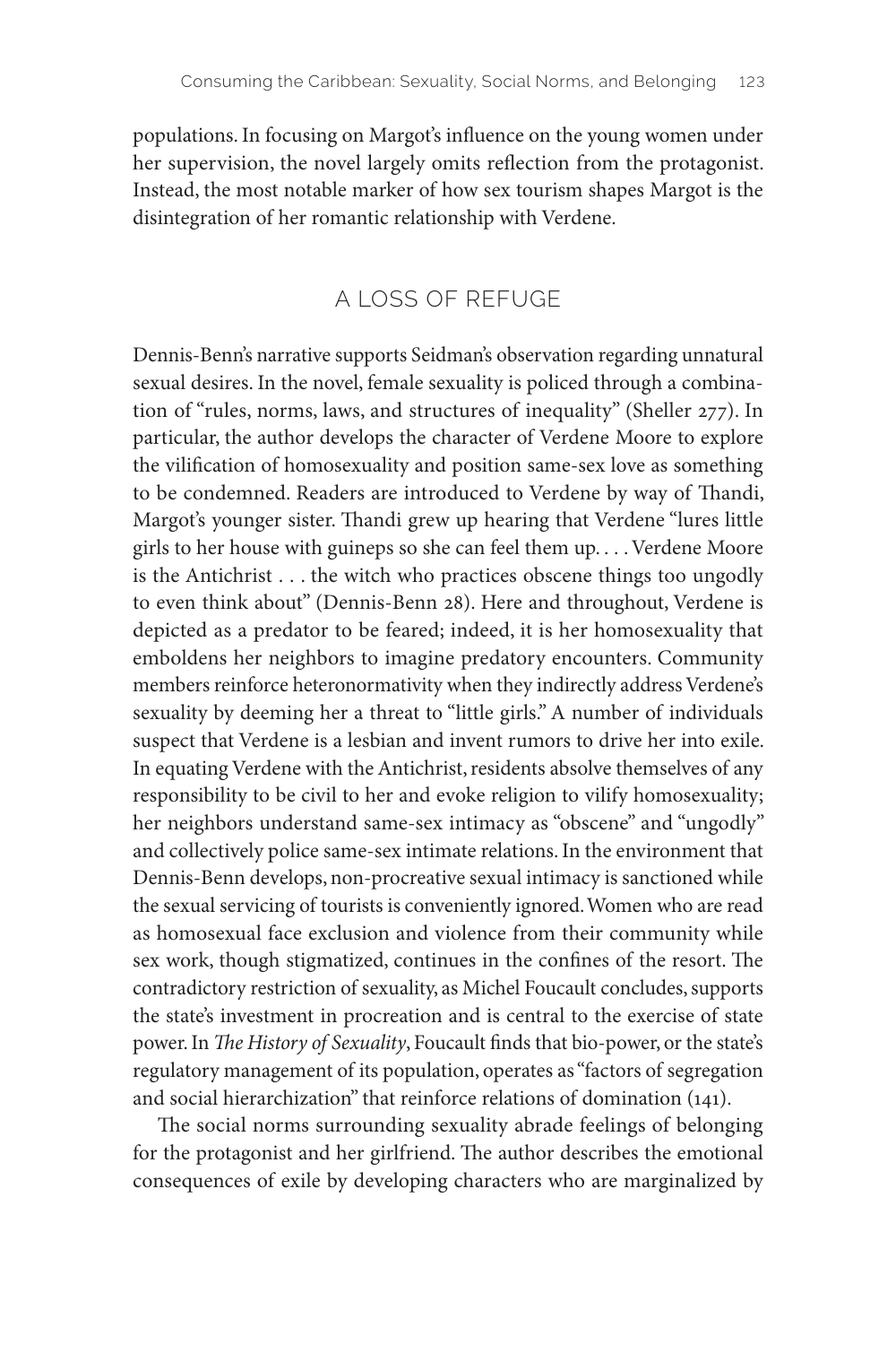populations. In focusing on Margot's influence on the young women under her supervision, the novel largely omits reflection from the protagonist. Instead, the most notable marker of how sex tourism shapes Margot is the disintegration of her romantic relationship with Verdene.

## A LOSS OF REFUGE

Dennis-Benn's narrative supports Seidman's observation regarding unnatural sexual desires. In the novel, female sexuality is policed through a combination of "rules, norms, laws, and structures of inequality" (Sheller 277). In particular, the author develops the character of Verdene Moore to explore the vilification of homosexuality and position same-sex love as something to be condemned. Readers are introduced to Verdene by way of Thandi, Margot's younger sister. Thandi grew up hearing that Verdene "lures little girls to her house with guineps so she can feel them up. . . . Verdene Moore is the Antichrist . . . the witch who practices obscene things too ungodly to even think about" (Dennis-Benn 28). Here and throughout, Verdene is depicted as a predator to be feared; indeed, it is her homosexuality that emboldens her neighbors to imagine predatory encounters. Community members reinforce heteronormativity when they indirectly address Verdene's sexuality by deeming her a threat to "little girls." A number of individuals suspect that Verdene is a lesbian and invent rumors to drive her into exile. In equating Verdene with the Antichrist, residents absolve themselves of any responsibility to be civil to her and evoke religion to vilify homosexuality; her neighbors understand same-sex intimacy as "obscene" and "ungodly" and collectively police same-sex intimate relations. In the environment that Dennis-Benn develops, non-procreative sexual intimacy is sanctioned while the sexual servicing of tourists is conveniently ignored. Women who are read as homosexual face exclusion and violence from their community while sex work, though stigmatized, continues in the confines of the resort. The contradictory restriction of sexuality, as Michel Foucault concludes, supports the state's investment in procreation and is central to the exercise of state power. In *The History of Sexuality*, Foucault finds that bio-power, or the state's regulatory management of its population, operates as "factors of segregation and social hierarchization" that reinforce relations of domination (141).

The social norms surrounding sexuality abrade feelings of belonging for the protagonist and her girlfriend. The author describes the emotional consequences of exile by developing characters who are marginalized by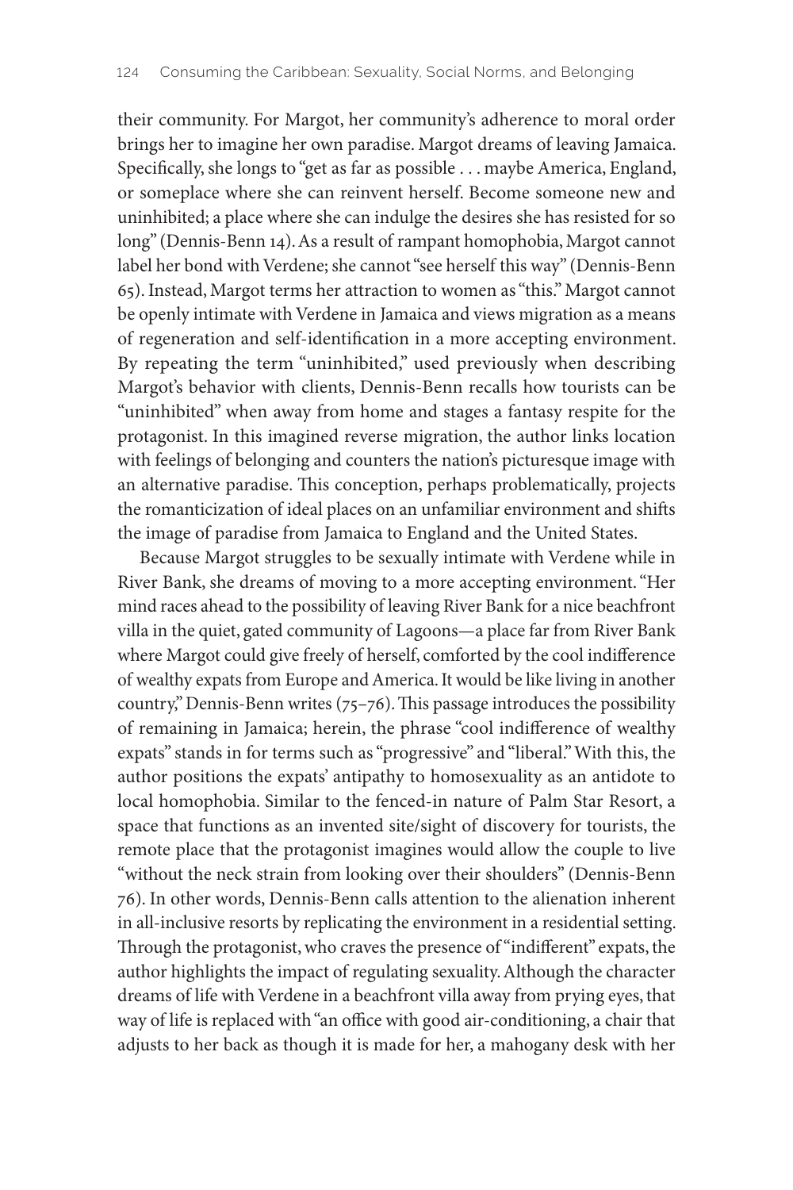their community. For Margot, her community's adherence to moral order brings her to imagine her own paradise. Margot dreams of leaving Jamaica. Specifically, she longs to "get as far as possible . . . maybe America, England, or someplace where she can reinvent herself. Become someone new and uninhibited; a place where she can indulge the desires she has resisted for so long" (Dennis-Benn 14). As a result of rampant homophobia, Margot cannot label her bond with Verdene; she cannot "see herself this way" (Dennis-Benn 65). Instead, Margot terms her attraction to women as "this." Margot cannot be openly intimate with Verdene in Jamaica and views migration as a means of regeneration and self-identification in a more accepting environment. By repeating the term "uninhibited," used previously when describing Margot's behavior with clients, Dennis-Benn recalls how tourists can be "uninhibited" when away from home and stages a fantasy respite for the protagonist. In this imagined reverse migration, the author links location with feelings of belonging and counters the nation's picturesque image with an alternative paradise. This conception, perhaps problematically, projects the romanticization of ideal places on an unfamiliar environment and shifts the image of paradise from Jamaica to England and the United States.

Because Margot struggles to be sexually intimate with Verdene while in River Bank, she dreams of moving to a more accepting environment. "Her mind races ahead to the possibility of leaving River Bank for a nice beachfront villa in the quiet, gated community of Lagoons—a place far from River Bank where Margot could give freely of herself, comforted by the cool indifference of wealthy expats from Europe and America. It would be like living in another country," Dennis-Benn writes (75–76). This passage introduces the possibility of remaining in Jamaica; herein, the phrase "cool indifference of wealthy expats" stands in for terms such as "progressive" and "liberal." With this, the author positions the expats' antipathy to homosexuality as an antidote to local homophobia. Similar to the fenced-in nature of Palm Star Resort, a space that functions as an invented site/sight of discovery for tourists, the remote place that the protagonist imagines would allow the couple to live "without the neck strain from looking over their shoulders" (Dennis-Benn 76). In other words, Dennis-Benn calls attention to the alienation inherent in all-inclusive resorts by replicating the environment in a residential setting. Through the protagonist, who craves the presence of "indifferent" expats, the author highlights the impact of regulating sexuality. Although the character dreams of life with Verdene in a beachfront villa away from prying eyes, that way of life is replaced with "an office with good air-conditioning, a chair that adjusts to her back as though it is made for her, a mahogany desk with her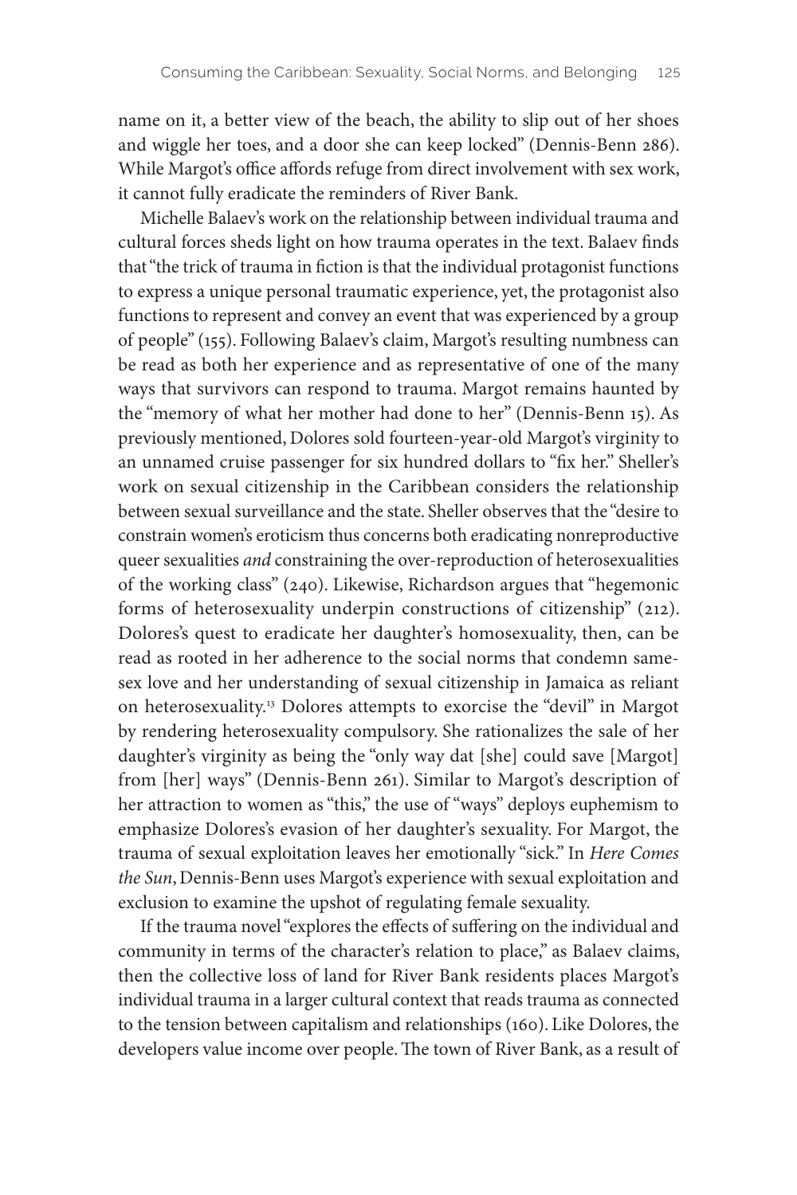name on it, a better view of the beach, the ability to slip out of her shoes and wiggle her toes, and a door she can keep locked" (Dennis-Benn 286). While Margot's office affords refuge from direct involvement with sex work, it cannot fully eradicate the reminders of River Bank.

Michelle Balaev's work on the relationship between individual trauma and cultural forces sheds light on how trauma operates in the text. Balaev finds that "the trick of trauma in fiction is that the individual protagonist functions to express a unique personal traumatic experience, yet, the protagonist also functions to represent and convey an event that was experienced by a group of people" (155). Following Balaev's claim, Margot's resulting numbness can be read as both her experience and as representative of one of the many ways that survivors can respond to trauma. Margot remains haunted by the "memory of what her mother had done to her" (Dennis-Benn 15). As previously mentioned, Dolores sold fourteen-year-old Margot's virginity to an unnamed cruise passenger for six hundred dollars to "fix her." Sheller's work on sexual citizenship in the Caribbean considers the relationship between sexual surveillance and the state. Sheller observes that the "desire to constrain women's eroticism thus concerns both eradicating nonreproductive queer sexualities *and* constraining the over-reproduction of heterosexualities of the working class" (240). Likewise, Richardson argues that "hegemonic forms of heterosexuality underpin constructions of citizenship" (212). Dolores's quest to eradicate her daughter's homosexuality, then, can be read as rooted in her adherence to the social norms that condemn same-sex love and her understanding of sexual citizenship in Jamaica as reliant on heterosexuality.[13] Dolores attempts to exorcise the "devil" in Margot by rendering heterosexuality compulsory. She rationalizes the sale of her daughter's virginity as being the "only way dat [she] could save [Margot] from [her] ways" (Dennis-Benn 261). Similar to Margot's description of her attraction to women as "this," the use of "ways" deploys euphemism to emphasize Dolores's evasion of her daughter's sexuality. For Margot, the trauma of sexual exploitation leaves her emotionally "sick." In *Here Comes the Sun*, Dennis-Benn uses Margot's experience with sexual exploitation and exclusion to examine the upshot of regulating female sexuality.

If the trauma novel "explores the effects of suffering on the individual and community in terms of the character's relation to place," as Balaev claims, then the collective loss of land for River Bank residents places Margot's individual trauma in a larger cultural context that reads trauma as connected to the tension between capitalism and relationships (160). Like Dolores, the developers value income over people. The town of River Bank, as a result of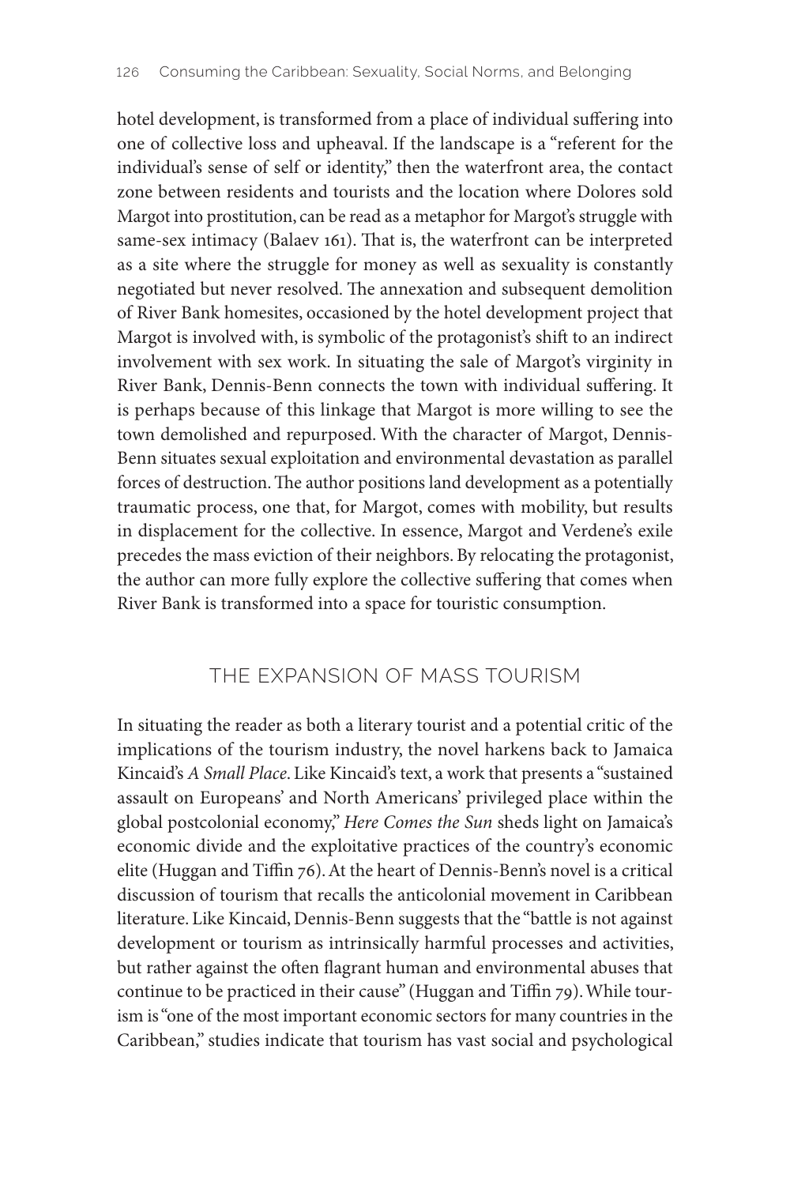hotel development, is transformed from a place of individual suffering into one of collective loss and upheaval. If the landscape is a "referent for the individual's sense of self or identity," then the waterfront area, the contact zone between residents and tourists and the location where Dolores sold Margot into prostitution, can be read as a metaphor for Margot's struggle with same-sex intimacy (Balaev 161). That is, the waterfront can be interpreted as a site where the struggle for money as well as sexuality is constantly negotiated but never resolved. The annexation and subsequent demolition of River Bank homesites, occasioned by the hotel development project that Margot is involved with, is symbolic of the protagonist's shift to an indirect involvement with sex work. In situating the sale of Margot's virginity in River Bank, Dennis-Benn connects the town with individual suffering. It is perhaps because of this linkage that Margot is more willing to see the town demolished and repurposed. With the character of Margot, Dennis-Benn situates sexual exploitation and environmental devastation as parallel forces of destruction. The author positions land development as a potentially traumatic process, one that, for Margot, comes with mobility, but results in displacement for the collective. In essence, Margot and Verdene's exile precedes the mass eviction of their neighbors. By relocating the protagonist, the author can more fully explore the collective suffering that comes when River Bank is transformed into a space for touristic consumption.

## THE EXPANSION OF MASS TOURISM

In situating the reader as both a literary tourist and a potential critic of the implications of the tourism industry, the novel harkens back to Jamaica Kincaid's *A Small Place*. Like Kincaid's text, a work that presents a "sustained assault on Europeans' and North Americans' privileged place within the global postcolonial economy," *Here Comes the Sun* sheds light on Jamaica's economic divide and the exploitative practices of the country's economic elite (Huggan and Tiffin 76). At the heart of Dennis-Benn's novel is a critical discussion of tourism that recalls the anticolonial movement in Caribbean literature. Like Kincaid, Dennis-Benn suggests that the "battle is not against development or tourism as intrinsically harmful processes and activities, but rather against the often flagrant human and environmental abuses that continue to be practiced in their cause" (Huggan and Tiffin 79). While tourism is "one of the most important economic sectors for many countries in the Caribbean," studies indicate that tourism has vast social and psychological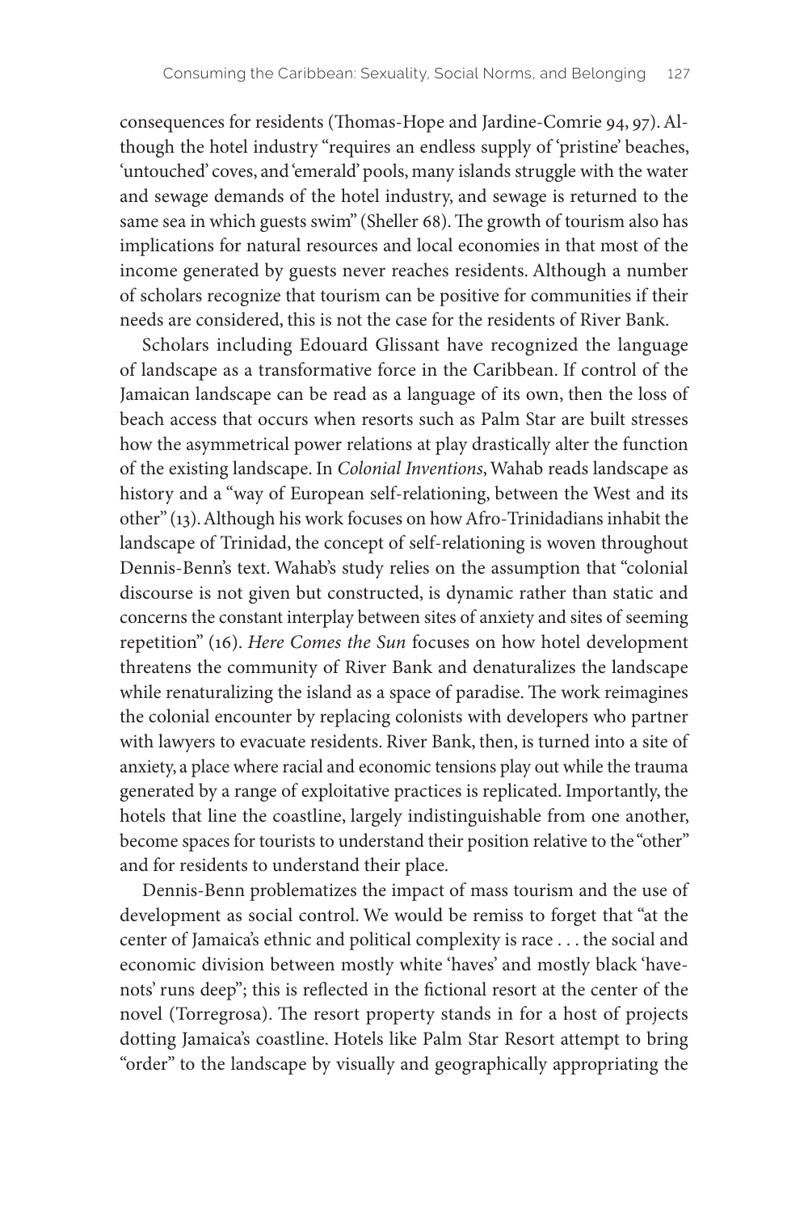consequences for residents (Thomas-Hope and Jardine-Comrie 94, 97). Although the hotel industry "requires an endless supply of 'pristine' beaches, 'untouched' coves, and 'emerald' pools, many islands struggle with the water and sewage demands of the hotel industry, and sewage is returned to the same sea in which guests swim" (Sheller 68). The growth of tourism also has implications for natural resources and local economies in that most of the income generated by guests never reaches residents. Although a number of scholars recognize that tourism can be positive for communities if their needs are considered, this is not the case for the residents of River Bank.

Scholars including Edouard Glissant have recognized the language of landscape as a transformative force in the Caribbean. If control of the Jamaican landscape can be read as a language of its own, then the loss of beach access that occurs when resorts such as Palm Star are built stresses how the asymmetrical power relations at play drastically alter the function of the existing landscape. In *Colonial Inventions*, Wahab reads landscape as history and a "way of European self-relationing, between the West and its other" (13). Although his work focuses on how Afro-Trinidadians inhabit the landscape of Trinidad, the concept of self-relationing is woven throughout Dennis-Benn's text. Wahab's study relies on the assumption that "colonial discourse is not given but constructed, is dynamic rather than static and concerns the constant interplay between sites of anxiety and sites of seeming repetition" (16). *Here Comes the Sun* focuses on how hotel development threatens the community of River Bank and denaturalizes the landscape while renaturalizing the island as a space of paradise. The work reimagines the colonial encounter by replacing colonists with developers who partner with lawyers to evacuate residents. River Bank, then, is turned into a site of anxiety, a place where racial and economic tensions play out while the trauma generated by a range of exploitative practices is replicated. Importantly, the hotels that line the coastline, largely indistinguishable from one another, become spaces for tourists to understand their position relative to the "other" and for residents to understand their place.

Dennis-Benn problematizes the impact of mass tourism and the use of development as social control. We would be remiss to forget that "at the center of Jamaica's ethnic and political complexity is race . . . the social and economic division between mostly white 'haves' and mostly black 'have-nots' runs deep"; this is reflected in the fictional resort at the center of the novel (Torregrosa). The resort property stands in for a host of projects dotting Jamaica's coastline. Hotels like Palm Star Resort attempt to bring "order" to the landscape by visually and geographically appropriating the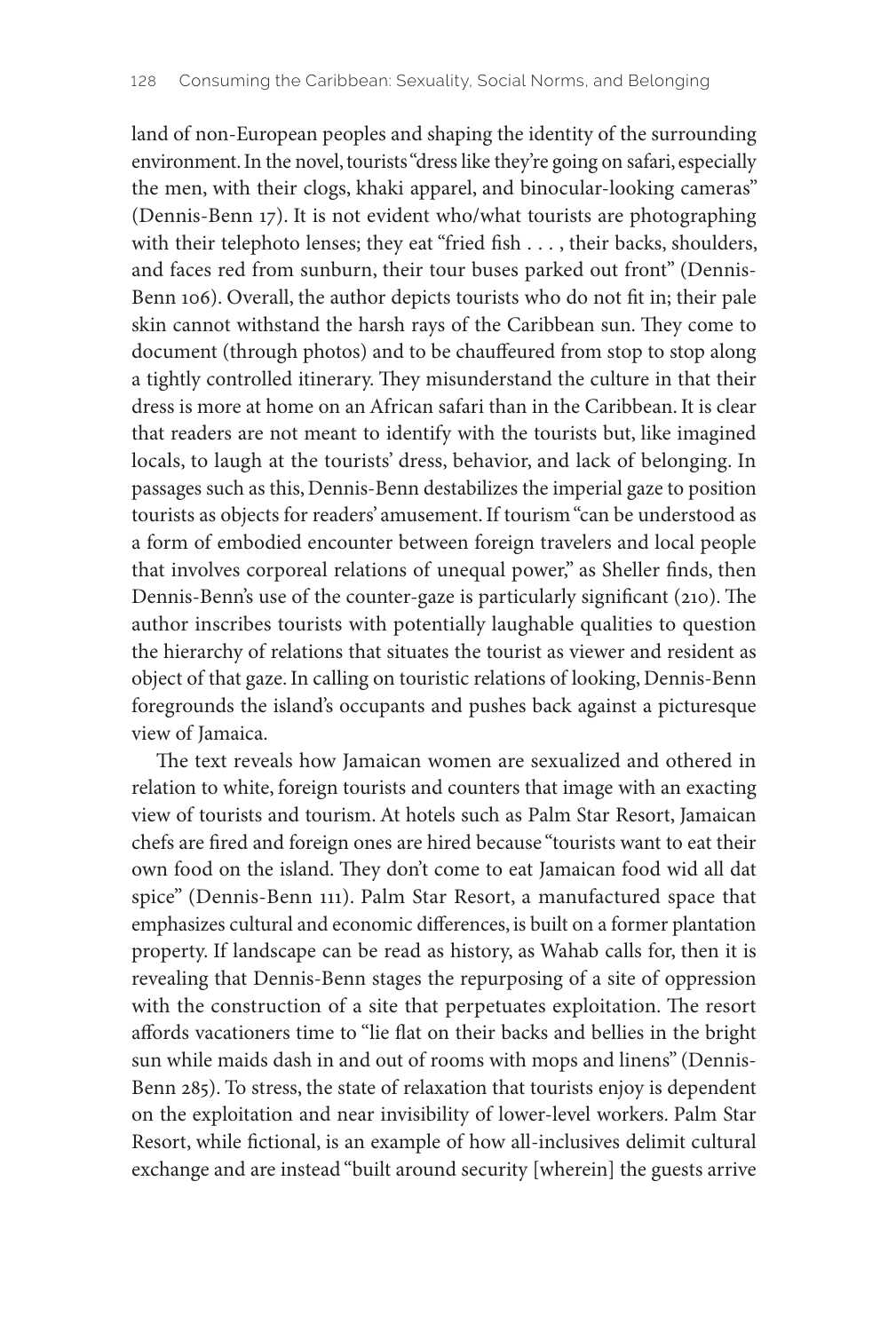land of non-European peoples and shaping the identity of the surrounding environment. In the novel, tourists "dress like they're going on safari, especially the men, with their clogs, khaki apparel, and binocular-looking cameras" (Dennis-Benn 17). It is not evident who/what tourists are photographing with their telephoto lenses; they eat "fried fish . . . , their backs, shoulders, and faces red from sunburn, their tour buses parked out front" (Dennis-Benn 106). Overall, the author depicts tourists who do not fit in; their pale skin cannot withstand the harsh rays of the Caribbean sun. They come to document (through photos) and to be chauffeured from stop to stop along a tightly controlled itinerary. They misunderstand the culture in that their dress is more at home on an African safari than in the Caribbean. It is clear that readers are not meant to identify with the tourists but, like imagined locals, to laugh at the tourists' dress, behavior, and lack of belonging. In passages such as this, Dennis-Benn destabilizes the imperial gaze to position tourists as objects for readers' amusement. If tourism "can be understood as a form of embodied encounter between foreign travelers and local people that involves corporeal relations of unequal power," as Sheller finds, then Dennis-Benn's use of the counter-gaze is particularly significant (210). The author inscribes tourists with potentially laughable qualities to question the hierarchy of relations that situates the tourist as viewer and resident as object of that gaze. In calling on touristic relations of looking, Dennis-Benn foregrounds the island's occupants and pushes back against a picturesque view of Jamaica.

The text reveals how Jamaican women are sexualized and othered in relation to white, foreign tourists and counters that image with an exacting view of tourists and tourism. At hotels such as Palm Star Resort, Jamaican chefs are fired and foreign ones are hired because "tourists want to eat their own food on the island. They don't come to eat Jamaican food wid all dat spice" (Dennis-Benn 111). Palm Star Resort, a manufactured space that emphasizes cultural and economic differences, is built on a former plantation property. If landscape can be read as history, as Wahab calls for, then it is revealing that Dennis-Benn stages the repurposing of a site of oppression with the construction of a site that perpetuates exploitation. The resort affords vacationers time to "lie flat on their backs and bellies in the bright sun while maids dash in and out of rooms with mops and linens" (Dennis-Benn 285). To stress, the state of relaxation that tourists enjoy is dependent on the exploitation and near invisibility of lower-level workers. Palm Star Resort, while fictional, is an example of how all-inclusives delimit cultural exchange and are instead "built around security [wherein] the guests arrive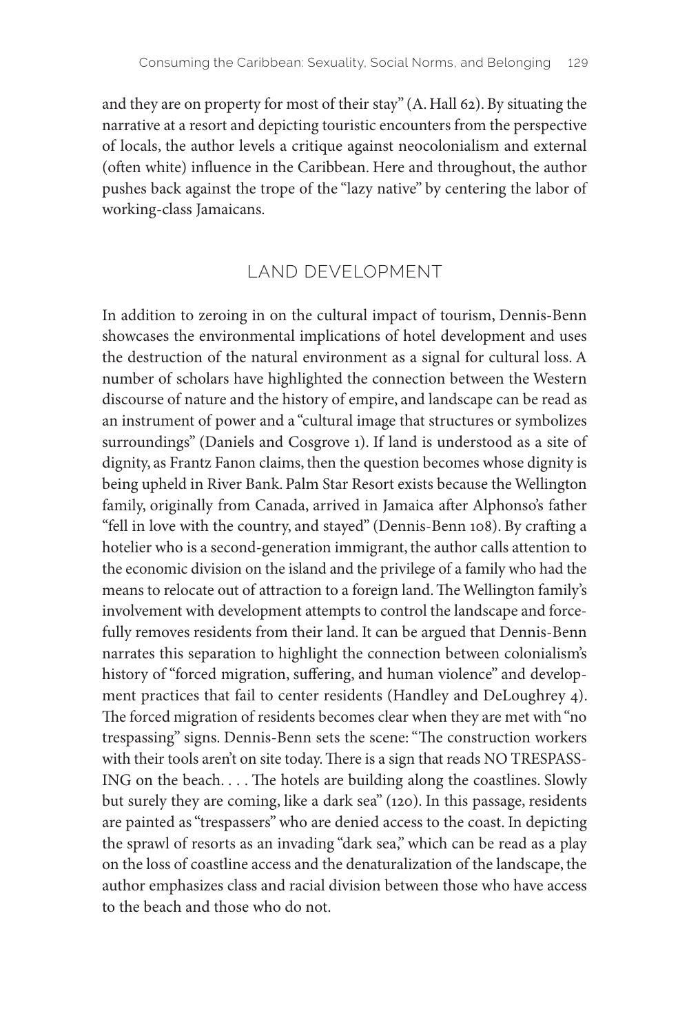and they are on property for most of their stay" (A. Hall 62). By situating the narrative at a resort and depicting touristic encounters from the perspective of locals, the author levels a critique against neocolonialism and external (often white) influence in the Caribbean. Here and throughout, the author pushes back against the trope of the "lazy native" by centering the labor of working-class Jamaicans.

## LAND DEVELOPMENT

In addition to zeroing in on the cultural impact of tourism, Dennis-Benn showcases the environmental implications of hotel development and uses the destruction of the natural environment as a signal for cultural loss. A number of scholars have highlighted the connection between the Western discourse of nature and the history of empire, and landscape can be read as an instrument of power and a "cultural image that structures or symbolizes surroundings" (Daniels and Cosgrove 1). If land is understood as a site of dignity, as Frantz Fanon claims, then the question becomes whose dignity is being upheld in River Bank. Palm Star Resort exists because the Wellington family, originally from Canada, arrived in Jamaica after Alphonso's father "fell in love with the country, and stayed" (Dennis-Benn 108). By crafting a hotelier who is a second-generation immigrant, the author calls attention to the economic division on the island and the privilege of a family who had the means to relocate out of attraction to a foreign land. The Wellington family's involvement with development attempts to control the landscape and forcefully removes residents from their land. It can be argued that Dennis-Benn narrates this separation to highlight the connection between colonialism's history of "forced migration, suffering, and human violence" and development practices that fail to center residents (Handley and DeLoughrey 4). The forced migration of residents becomes clear when they are met with "no trespassing" signs. Dennis-Benn sets the scene: "The construction workers with their tools aren't on site today. There is a sign that reads NO TRESPASSING on the beach. . . . The hotels are building along the coastlines. Slowly but surely they are coming, like a dark sea" (120). In this passage, residents are painted as "trespassers" who are denied access to the coast. In depicting the sprawl of resorts as an invading "dark sea," which can be read as a play on the loss of coastline access and the denaturalization of the landscape, the author emphasizes class and racial division between those who have access to the beach and those who do not.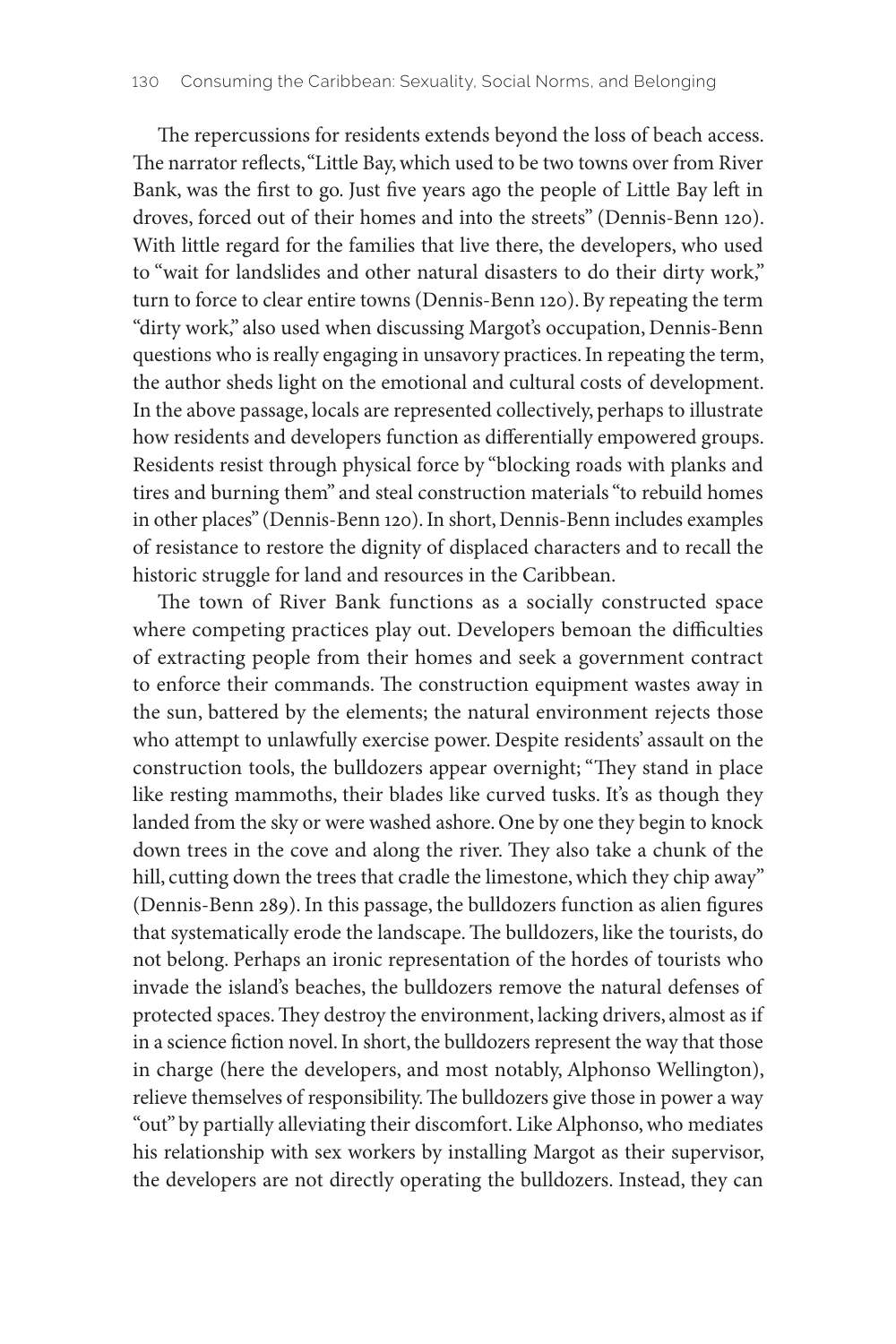The repercussions for residents extends beyond the loss of beach access. The narrator reflects, "Little Bay, which used to be two towns over from River Bank, was the first to go. Just five years ago the people of Little Bay left in droves, forced out of their homes and into the streets" (Dennis-Benn 120). With little regard for the families that live there, the developers, who used to "wait for landslides and other natural disasters to do their dirty work," turn to force to clear entire towns (Dennis-Benn 120). By repeating the term "dirty work," also used when discussing Margot's occupation, Dennis-Benn questions who is really engaging in unsavory practices. In repeating the term, the author sheds light on the emotional and cultural costs of development. In the above passage, locals are represented collectively, perhaps to illustrate how residents and developers function as differentially empowered groups. Residents resist through physical force by "blocking roads with planks and tires and burning them" and steal construction materials "to rebuild homes in other places" (Dennis-Benn 120). In short, Dennis-Benn includes examples of resistance to restore the dignity of displaced characters and to recall the historic struggle for land and resources in the Caribbean.

The town of River Bank functions as a socially constructed space where competing practices play out. Developers bemoan the difficulties of extracting people from their homes and seek a government contract to enforce their commands. The construction equipment wastes away in the sun, battered by the elements; the natural environment rejects those who attempt to unlawfully exercise power. Despite residents' assault on the construction tools, the bulldozers appear overnight; "They stand in place like resting mammoths, their blades like curved tusks. It's as though they landed from the sky or were washed ashore. One by one they begin to knock down trees in the cove and along the river. They also take a chunk of the hill, cutting down the trees that cradle the limestone, which they chip away" (Dennis-Benn 289). In this passage, the bulldozers function as alien figures that systematically erode the landscape. The bulldozers, like the tourists, do not belong. Perhaps an ironic representation of the hordes of tourists who invade the island's beaches, the bulldozers remove the natural defenses of protected spaces. They destroy the environment, lacking drivers, almost as if in a science fiction novel. In short, the bulldozers represent the way that those in charge (here the developers, and most notably, Alphonso Wellington), relieve themselves of responsibility. The bulldozers give those in power a way "out" by partially alleviating their discomfort. Like Alphonso, who mediates his relationship with sex workers by installing Margot as their supervisor, the developers are not directly operating the bulldozers. Instead, they can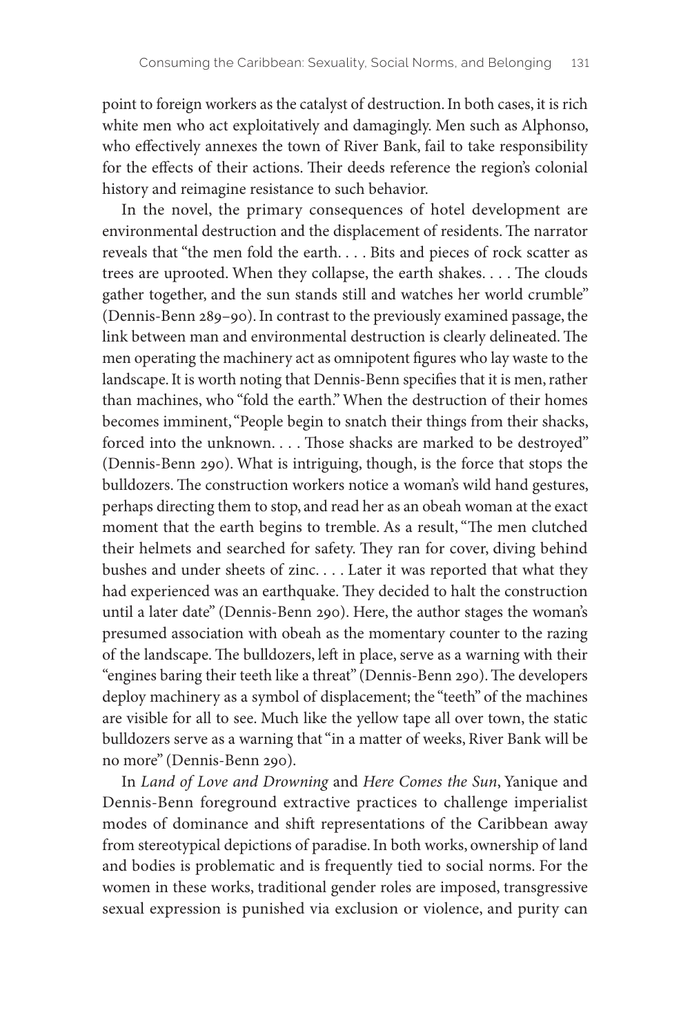point to foreign workers as the catalyst of destruction. In both cases, it is rich white men who act exploitatively and damagingly. Men such as Alphonso, who effectively annexes the town of River Bank, fail to take responsibility for the effects of their actions. Their deeds reference the region's colonial history and reimagine resistance to such behavior.

In the novel, the primary consequences of hotel development are environmental destruction and the displacement of residents. The narrator reveals that "the men fold the earth. . . . Bits and pieces of rock scatter as trees are uprooted. When they collapse, the earth shakes. . . . The clouds gather together, and the sun stands still and watches her world crumble" (Dennis-Benn 289–90). In contrast to the previously examined passage, the link between man and environmental destruction is clearly delineated. The men operating the machinery act as omnipotent figures who lay waste to the landscape. It is worth noting that Dennis-Benn specifies that it is men, rather than machines, who "fold the earth." When the destruction of their homes becomes imminent, "People begin to snatch their things from their shacks, forced into the unknown. . . . Those shacks are marked to be destroyed" (Dennis-Benn 290). What is intriguing, though, is the force that stops the bulldozers. The construction workers notice a woman's wild hand gestures, perhaps directing them to stop, and read her as an obeah woman at the exact moment that the earth begins to tremble. As a result, "The men clutched their helmets and searched for safety. They ran for cover, diving behind bushes and under sheets of zinc. . . . Later it was reported that what they had experienced was an earthquake. They decided to halt the construction until a later date" (Dennis-Benn 290). Here, the author stages the woman's presumed association with obeah as the momentary counter to the razing of the landscape. The bulldozers, left in place, serve as a warning with their "engines baring their teeth like a threat" (Dennis-Benn 290). The developers deploy machinery as a symbol of displacement; the "teeth" of the machines are visible for all to see. Much like the yellow tape all over town, the static bulldozers serve as a warning that "in a matter of weeks, River Bank will be no more" (Dennis-Benn 290).

In *Land of Love and Drowning* and *Here Comes the Sun*, Yanique and Dennis-Benn foreground extractive practices to challenge imperialist modes of dominance and shift representations of the Caribbean away from stereotypical depictions of paradise. In both works, ownership of land and bodies is problematic and is frequently tied to social norms. For the women in these works, traditional gender roles are imposed, transgressive sexual expression is punished via exclusion or violence, and purity can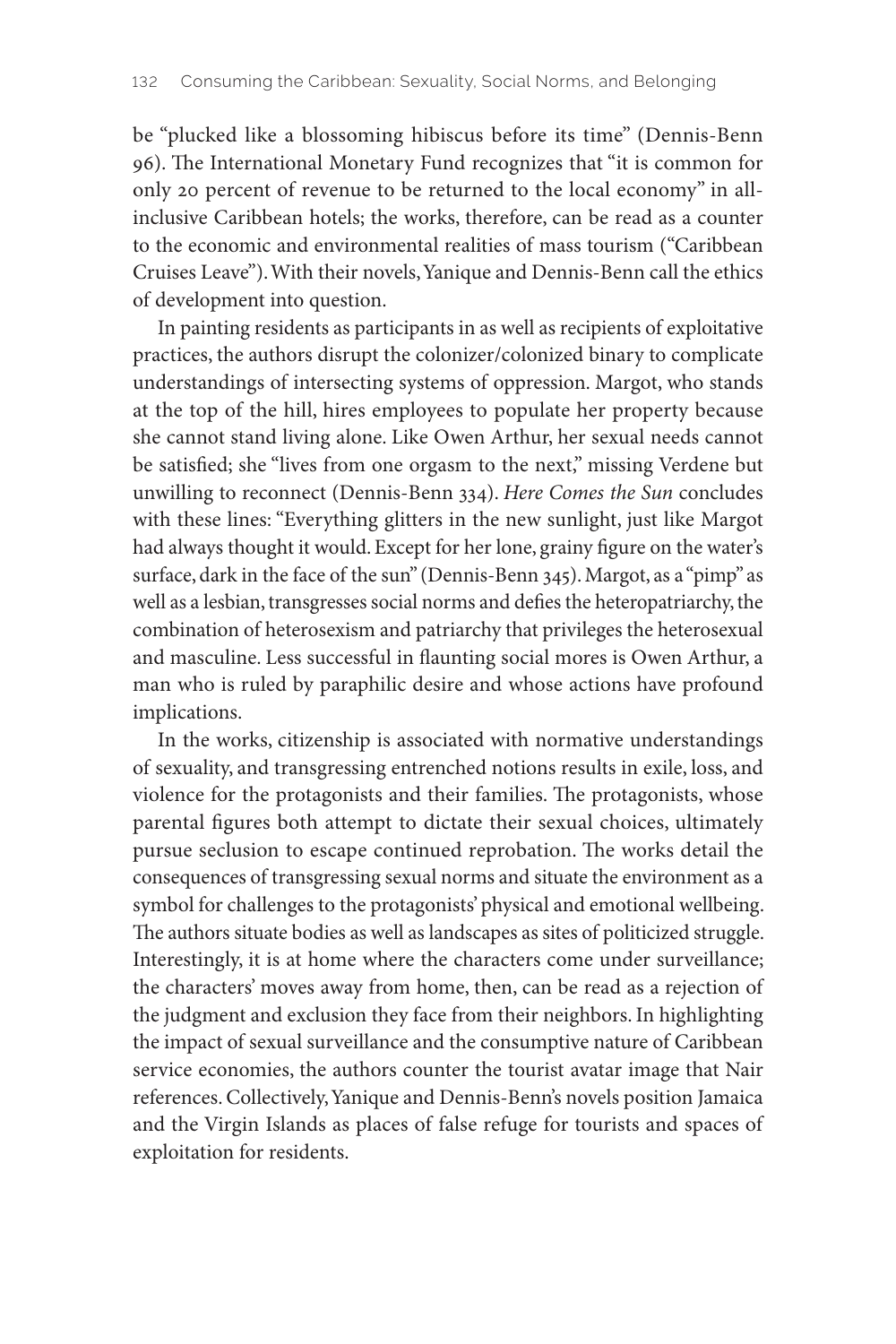be "plucked like a blossoming hibiscus before its time" (Dennis-Benn 96). The International Monetary Fund recognizes that "it is common for only 20 percent of revenue to be returned to the local economy" in all-inclusive Caribbean hotels; the works, therefore, can be read as a counter to the economic and environmental realities of mass tourism ("Caribbean Cruises Leave"). With their novels, Yanique and Dennis-Benn call the ethics of development into question.

In painting residents as participants in as well as recipients of exploitative practices, the authors disrupt the colonizer/colonized binary to complicate understandings of intersecting systems of oppression. Margot, who stands at the top of the hill, hires employees to populate her property because she cannot stand living alone. Like Owen Arthur, her sexual needs cannot be satisfied; she "lives from one orgasm to the next," missing Verdene but unwilling to reconnect (Dennis-Benn 334). *Here Comes the Sun* concludes with these lines: "Everything glitters in the new sunlight, just like Margot had always thought it would. Except for her lone, grainy figure on the water's surface, dark in the face of the sun" (Dennis-Benn 345). Margot, as a "pimp" as well as a lesbian, transgresses social norms and defies the heteropatriarchy, the combination of heterosexism and patriarchy that privileges the heterosexual and masculine. Less successful in flaunting social mores is Owen Arthur, a man who is ruled by paraphilic desire and whose actions have profound implications.

In the works, citizenship is associated with normative understandings of sexuality, and transgressing entrenched notions results in exile, loss, and violence for the protagonists and their families. The protagonists, whose parental figures both attempt to dictate their sexual choices, ultimately pursue seclusion to escape continued reprobation. The works detail the consequences of transgressing sexual norms and situate the environment as a symbol for challenges to the protagonists' physical and emotional wellbeing. The authors situate bodies as well as landscapes as sites of politicized struggle. Interestingly, it is at home where the characters come under surveillance; the characters' moves away from home, then, can be read as a rejection of the judgment and exclusion they face from their neighbors. In highlighting the impact of sexual surveillance and the consumptive nature of Caribbean service economies, the authors counter the tourist avatar image that Nair references. Collectively, Yanique and Dennis-Benn's novels position Jamaica and the Virgin Islands as places of false refuge for tourists and spaces of exploitation for residents.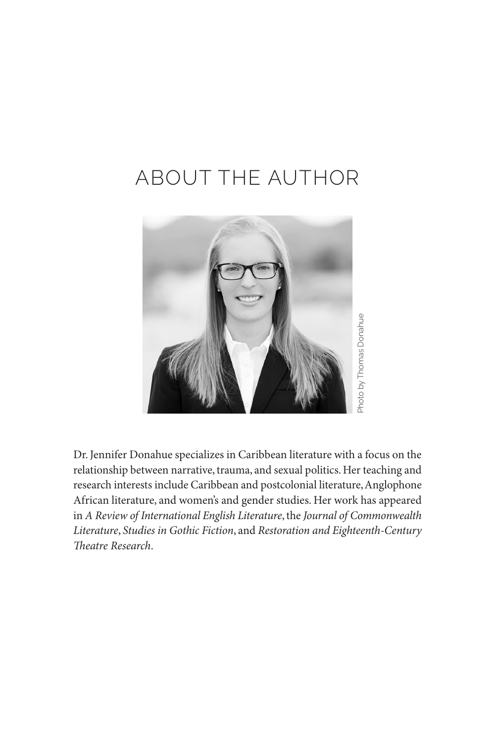# ABOUT THE AUTHOR

Photo by Thomas Donahue

Dr. Jennifer Donahue specializes in Caribbean literature with a focus on the relationship between narrative, trauma, and sexual politics. Her teaching and research interests include Caribbean and postcolonial literature, Anglophone African literature, and women's and gender studies. Her work has appeared in *A Review of International English Literature*, the *Journal of Commonwealth Literature*, *Studies in Gothic Fiction*, and *Restoration and Eighteenth-Century Theatre Research*.